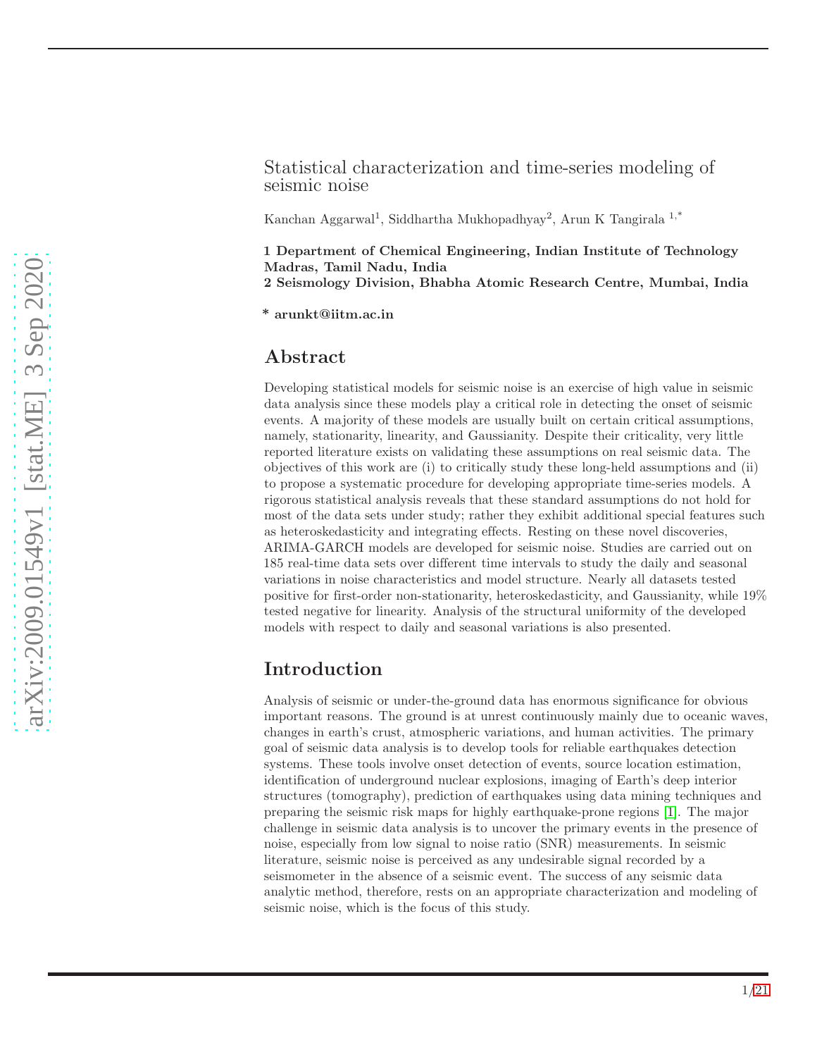# Statistical characterization and time-series modeling of seismic noise

Kanchan Aggarwal[1], Siddhartha Mukhopadhyay[2], Arun K Tangirala [1,*]

**1 Department of Chemical Engineering, Indian Institute of Technology Madras, Tamil Nadu, India**
**2 Seismology Division, Bhabha Atomic Research Centre, Mumbai, India**

**\* arunkt@iitm.ac.in**

## Abstract

Developing statistical models for seismic noise is an exercise of high value in seismic data analysis since these models play a critical role in detecting the onset of seismic events. A majority of these models are usually built on certain critical assumptions, namely, stationarity, linearity, and Gaussianity. Despite their criticality, very little reported literature exists on validating these assumptions on real seismic data. The objectives of this work are (i) to critically study these long-held assumptions and (ii) to propose a systematic procedure for developing appropriate time-series models. A rigorous statistical analysis reveals that these standard assumptions do not hold for most of the data sets under study; rather they exhibit additional special features such as heteroskedasticity and integrating effects. Resting on these novel discoveries, ARIMA-GARCH models are developed for seismic noise. Studies are carried out on 185 real-time data sets over different time intervals to study the daily and seasonal variations in noise characteristics and model structure. Nearly all datasets tested positive for first-order non-stationarity, heteroskedasticity, and Gaussianity, while 19% tested negative for linearity. Analysis of the structural uniformity of the developed models with respect to daily and seasonal variations is also presented.

## Introduction

Analysis of seismic or under-the-ground data has enormous significance for obvious important reasons. The ground is at unrest continuously mainly due to oceanic waves, changes in earth's crust, atmospheric variations, and human activities. The primary goal of seismic data analysis is to develop tools for reliable earthquakes detection systems. These tools involve onset detection of events, source location estimation, identification of underground nuclear explosions, imaging of Earth's deep interior structures (tomography), prediction of earthquakes using data mining techniques and preparing the seismic risk maps for highly earthquake-prone regions [1]. The major challenge in seismic data analysis is to uncover the primary events in the presence of noise, especially from low signal to noise ratio (SNR) measurements. In seismic literature, seismic noise is perceived as any undesirable signal recorded by a seismometer in the absence of a seismic event. The success of any seismic data analytic method, therefore, rests on an appropriate characterization and modeling of seismic noise, which is the focus of this study.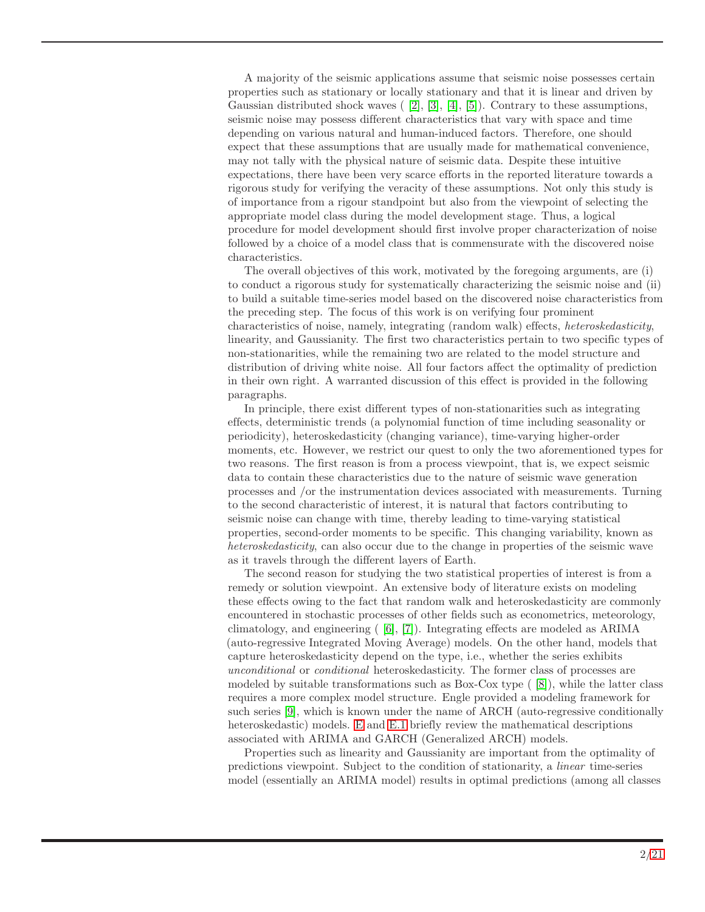A majority of the seismic applications assume that seismic noise possesses certain properties such as stationary or locally stationary and that it is linear and driven by Gaussian distributed shock waves ( [2], [3], [4], [5]). Contrary to these assumptions, seismic noise may possess different characteristics that vary with space and time depending on various natural and human-induced factors. Therefore, one should expect that these assumptions that are usually made for mathematical convenience, may not tally with the physical nature of seismic data. Despite these intuitive expectations, there have been very scarce efforts in the reported literature towards a rigorous study for verifying the veracity of these assumptions. Not only this study is of importance from a rigour standpoint but also from the viewpoint of selecting the appropriate model class during the model development stage. Thus, a logical procedure for model development should first involve proper characterization of noise followed by a choice of a model class that is commensurate with the discovered noise characteristics.

The overall objectives of this work, motivated by the foregoing arguments, are (i) to conduct a rigorous study for systematically characterizing the seismic noise and (ii) to build a suitable time-series model based on the discovered noise characteristics from the preceding step. The focus of this work is on verifying four prominent characteristics of noise, namely, integrating (random walk) effects, *heteroskedasticity*, linearity, and Gaussianity. The first two characteristics pertain to two specific types of non-stationarities, while the remaining two are related to the model structure and distribution of driving white noise. All four factors affect the optimality of prediction in their own right. A warranted discussion of this effect is provided in the following paragraphs.

In principle, there exist different types of non-stationarities such as integrating effects, deterministic trends (a polynomial function of time including seasonality or periodicity), heteroskedasticity (changing variance), time-varying higher-order moments, etc. However, we restrict our quest to only the two aforementioned types for two reasons. The first reason is from a process viewpoint, that is, we expect seismic data to contain these characteristics due to the nature of seismic wave generation processes and /or the instrumentation devices associated with measurements. Turning to the second characteristic of interest, it is natural that factors contributing to seismic noise can change with time, thereby leading to time-varying statistical properties, second-order moments to be specific. This changing variability, known as *heteroskedasticity*, can also occur due to the change in properties of the seismic wave as it travels through the different layers of Earth.

The second reason for studying the two statistical properties of interest is from a remedy or solution viewpoint. An extensive body of literature exists on modeling these effects owing to the fact that random walk and heteroskedasticity are commonly encountered in stochastic processes of other fields such as econometrics, meteorology, climatology, and engineering ( [6], [7]). Integrating effects are modeled as ARIMA (auto-regressive Integrated Moving Average) models. On the other hand, models that capture heteroskedasticity depend on the type, i.e., whether the series exhibits *unconditional* or *conditional* heteroskedasticity. The former class of processes are modeled by suitable transformations such as Box-Cox type ( [8]), while the latter class requires a more complex model structure. Engle provided a modeling framework for such series [9], which is known under the name of ARCH (auto-regressive conditionally heteroskedastic) models. E and E.1 briefly review the mathematical descriptions associated with ARIMA and GARCH (Generalized ARCH) models.

Properties such as linearity and Gaussianity are important from the optimality of predictions viewpoint. Subject to the condition of stationarity, a *linear* time-series model (essentially an ARIMA model) results in optimal predictions (among all classes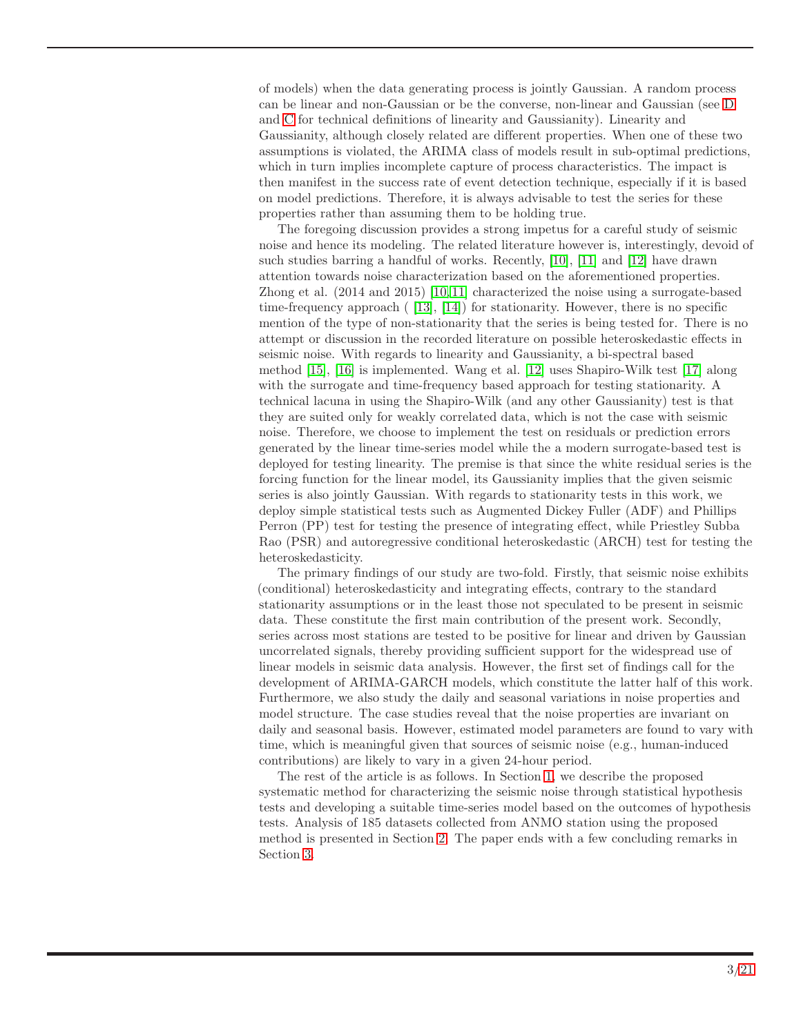of models) when the data generating process is jointly Gaussian. A random process can be linear and non-Gaussian or be the converse, non-linear and Gaussian (see D and C for technical definitions of linearity and Gaussianity). Linearity and Gaussianity, although closely related are different properties. When one of these two assumptions is violated, the ARIMA class of models result in sub-optimal predictions, which in turn implies incomplete capture of process characteristics. The impact is then manifest in the success rate of event detection technique, especially if it is based on model predictions. Therefore, it is always advisable to test the series for these properties rather than assuming them to be holding true.

The foregoing discussion provides a strong impetus for a careful study of seismic noise and hence its modeling. The related literature however is, interestingly, devoid of such studies barring a handful of works. Recently, [10], [11] and [12] have drawn attention towards noise characterization based on the aforementioned properties. Zhong et al. (2014 and 2015) [10,11] characterized the noise using a surrogate-based time-frequency approach ( [13], [14]) for stationarity. However, there is no specific mention of the type of non-stationarity that the series is being tested for. There is no attempt or discussion in the recorded literature on possible heteroskedastic effects in seismic noise. With regards to linearity and Gaussianity, a bi-spectral based method [15], [16] is implemented. Wang et al. [12] uses Shapiro-Wilk test [17] along with the surrogate and time-frequency based approach for testing stationarity. A technical lacuna in using the Shapiro-Wilk (and any other Gaussianity) test is that they are suited only for weakly correlated data, which is not the case with seismic noise. Therefore, we choose to implement the test on residuals or prediction errors generated by the linear time-series model while the a modern surrogate-based test is deployed for testing linearity. The premise is that since the white residual series is the forcing function for the linear model, its Gaussianity implies that the given seismic series is also jointly Gaussian. With regards to stationarity tests in this work, we deploy simple statistical tests such as Augmented Dickey Fuller (ADF) and Phillips Perron (PP) test for testing the presence of integrating effect, while Priestley Subba Rao (PSR) and autoregressive conditional heteroskedastic (ARCH) test for testing the heteroskedasticity.

The primary findings of our study are two-fold. Firstly, that seismic noise exhibits (conditional) heteroskedasticity and integrating effects, contrary to the standard stationarity assumptions or in the least those not speculated to be present in seismic data. These constitute the first main contribution of the present work. Secondly, series across most stations are tested to be positive for linear and driven by Gaussian uncorrelated signals, thereby providing sufficient support for the widespread use of linear models in seismic data analysis. However, the first set of findings call for the development of ARIMA-GARCH models, which constitute the latter half of this work. Furthermore, we also study the daily and seasonal variations in noise properties and model structure. The case studies reveal that the noise properties are invariant on daily and seasonal basis. However, estimated model parameters are found to vary with time, which is meaningful given that sources of seismic noise (e.g., human-induced contributions) are likely to vary in a given 24-hour period.

The rest of the article is as follows. In Section 1, we describe the proposed systematic method for characterizing the seismic noise through statistical hypothesis tests and developing a suitable time-series model based on the outcomes of hypothesis tests. Analysis of 185 datasets collected from ANMO station using the proposed method is presented in Section 2. The paper ends with a few concluding remarks in Section 3.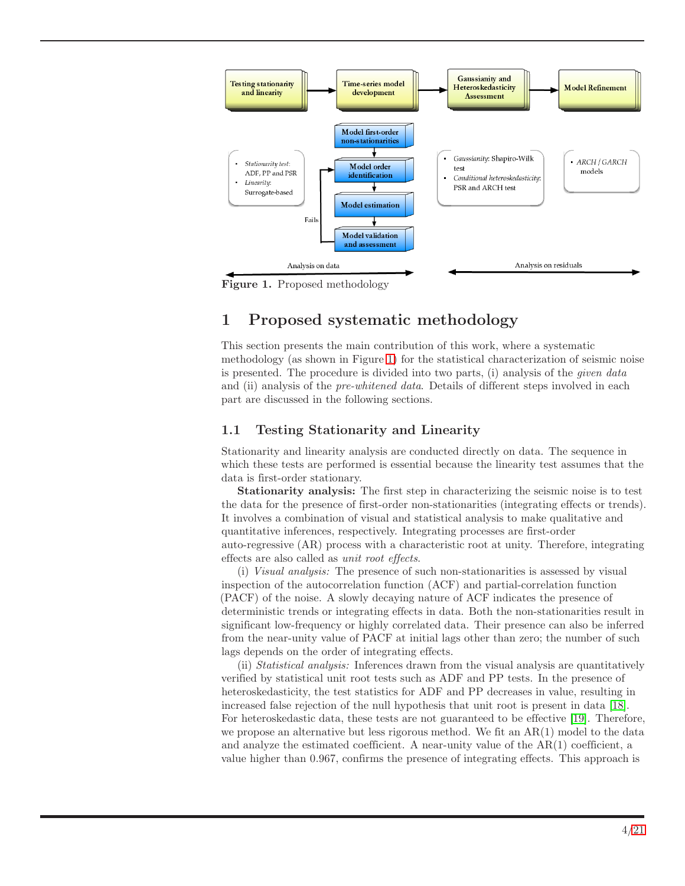Figure 1. Proposed methodology

# 1 Proposed systematic methodology

This section presents the main contribution of this work, where a systematic methodology (as shown in Figure 1) for the statistical characterization of seismic noise is presented. The procedure is divided into two parts, (i) analysis of the *given data* and (ii) analysis of the *pre-whitened data*. Details of different steps involved in each part are discussed in the following sections.

## 1.1 Testing Stationarity and Linearity

Stationarity and linearity analysis are conducted directly on data. The sequence in which these tests are performed is essential because the linearity test assumes that the data is first-order stationary.

**Stationarity analysis:** The first step in characterizing the seismic noise is to test the data for the presence of first-order non-stationarities (integrating effects or trends). It involves a combination of visual and statistical analysis to make qualitative and quantitative inferences, respectively. Integrating processes are first-order auto-regressive (AR) process with a characteristic root at unity. Therefore, integrating effects are also called as *unit root effects*.

(i) *Visual analysis:* The presence of such non-stationarities is assessed by visual inspection of the autocorrelation function (ACF) and partial-correlation function (PACF) of the noise. A slowly decaying nature of ACF indicates the presence of deterministic trends or integrating effects in data. Both the non-stationarities result in significant low-frequency or highly correlated data. Their presence can also be inferred from the near-unity value of PACF at initial lags other than zero; the number of such lags depends on the order of integrating effects.

(ii) *Statistical analysis:* Inferences drawn from the visual analysis are quantitatively verified by statistical unit root tests such as ADF and PP tests. In the presence of heteroskedasticity, the test statistics for ADF and PP decreases in value, resulting in increased false rejection of the null hypothesis that unit root is present in data [18]. For heteroskedastic data, these tests are not guaranteed to be effective [19]. Therefore, we propose an alternative but less rigorous method. We fit an AR(1) model to the data and analyze the estimated coefficient. A near-unity value of the AR(1) coefficient, a value higher than 0.967, confirms the presence of integrating effects. This approach is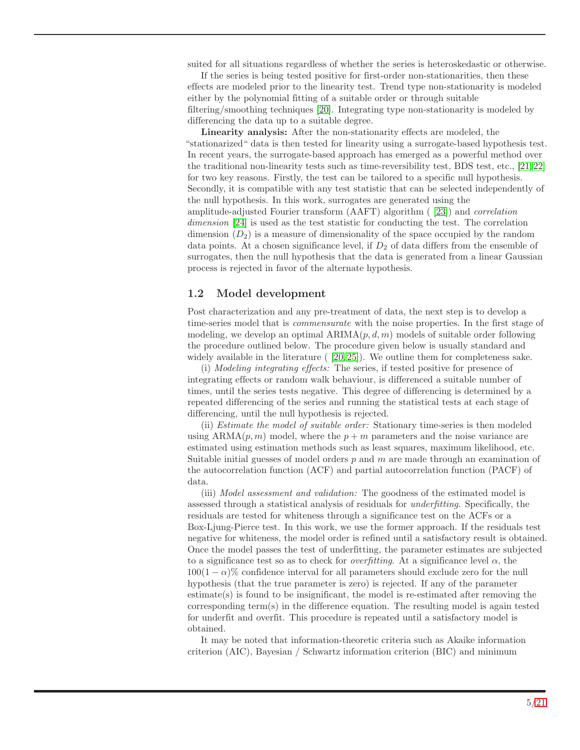suited for all situations regardless of whether the series is heteroskedastic or otherwise.

If the series is being tested positive for first-order non-stationarities, then these effects are modeled prior to the linearity test. Trend type non-stationarity is modeled either by the polynomial fitting of a suitable order or through suitable filtering/smoothing techniques [20]. Integrating type non-stationarity is modeled by differencing the data up to a suitable degree.

**Linearity analysis:** After the non-stationarity effects are modeled, the "stationarized" data is then tested for linearity using a surrogate-based hypothesis test. In recent years, the surrogate-based approach has emerged as a powerful method over the traditional non-linearity tests such as time-reversibility test, BDS test, etc., [21,22] for two key reasons. Firstly, the test can be tailored to a specific null hypothesis. Secondly, it is compatible with any test statistic that can be selected independently of the null hypothesis. In this work, surrogates are generated using the amplitude-adjusted Fourier transform (AAFT) algorithm ( [23]) and *correlation dimension* [24] is used as the test statistic for conducting the test. The correlation dimension ($D_2$) is a measure of dimensionality of the space occupied by the random data points. At a chosen significance level, if $D_2$ of data differs from the ensemble of surrogates, then the null hypothesis that the data is generated from a linear Gaussian process is rejected in favor of the alternate hypothesis.

### 1.2 Model development

Post characterization and any pre-treatment of data, the next step is to develop a time-series model that is *commensurate* with the noise properties. In the first stage of modeling, we develop an optimal ARIMA$(p, d, m)$ models of suitable order following the procedure outlined below. The procedure given below is usually standard and widely available in the literature ( [20,25]). We outline them for completeness sake.

(i) *Modeling integrating effects:* The series, if tested positive for presence of integrating effects or random walk behaviour, is differenced a suitable number of times, until the series tests negative. This degree of differencing is determined by a repeated differencing of the series and running the statistical tests at each stage of differencing, until the null hypothesis is rejected.

(ii) *Estimate the model of suitable order:* Stationary time-series is then modeled using ARMA$(p, m)$ model, where the $p + m$ parameters and the noise variance are estimated using estimation methods such as least squares, maximum likelihood, etc. Suitable initial guesses of model orders $p$ and $m$ are made through an examination of the autocorrelation function (ACF) and partial autocorrelation function (PACF) of data.

(iii) *Model assessment and validation:* The goodness of the estimated model is assessed through a statistical analysis of residuals for *underfitting*. Specifically, the residuals are tested for whiteness through a significance test on the ACFs or a Box-Ljung-Pierce test. In this work, we use the former approach. If the residuals test negative for whiteness, the model order is refined until a satisfactory result is obtained. Once the model passes the test of underfitting, the parameter estimates are subjected to a significance test so as to check for *overfitting*. At a significance level $\alpha$, the $100(1 - \alpha)\%$ confidence interval for all parameters should exclude zero for the null hypothesis (that the true parameter is zero) is rejected. If any of the parameter estimate(s) is found to be insignificant, the model is re-estimated after removing the corresponding term(s) in the difference equation. The resulting model is again tested for underfit and overfit. This procedure is repeated until a satisfactory model is obtained.

It may be noted that information-theoretic criteria such as Akaike information criterion (AIC), Bayesian / Schwartz information criterion (BIC) and minimum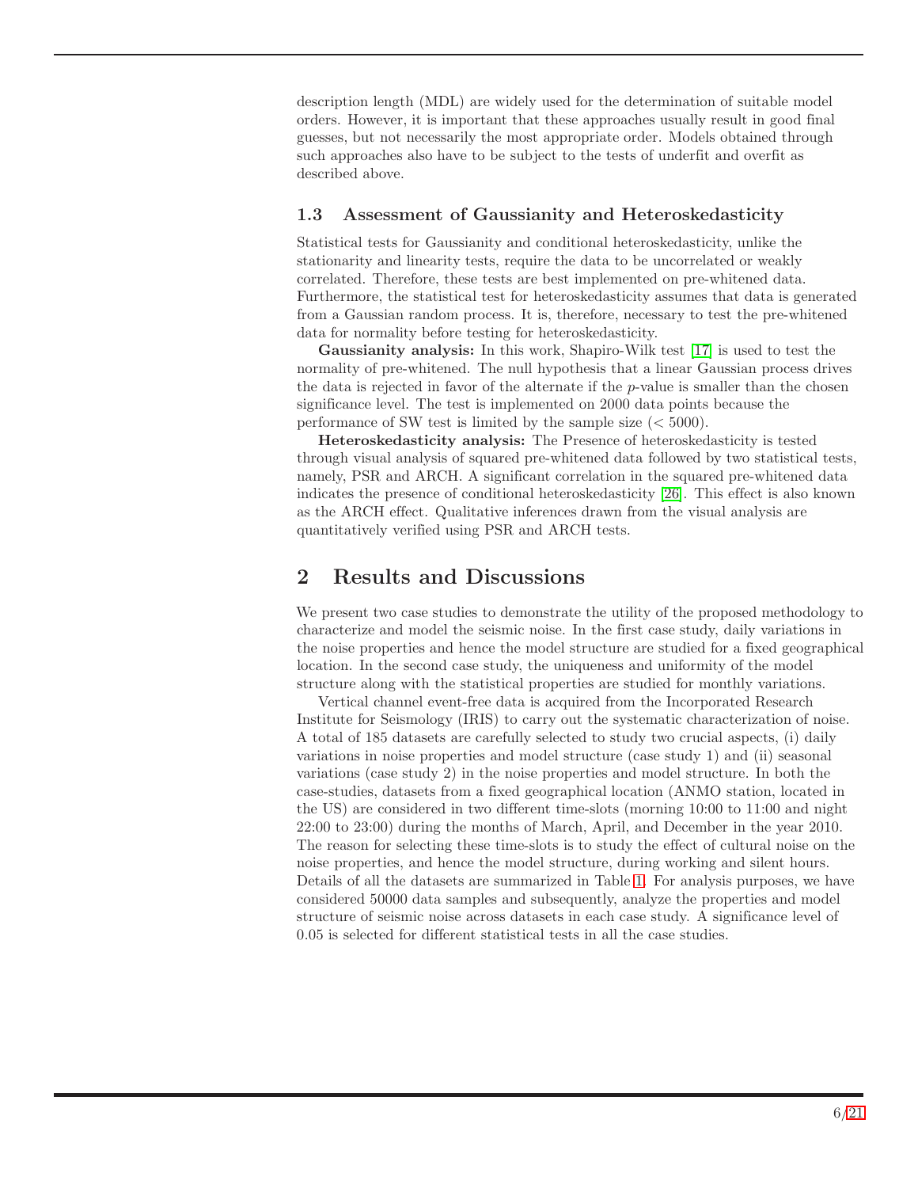description length (MDL) are widely used for the determination of suitable model orders. However, it is important that these approaches usually result in good final guesses, but not necessarily the most appropriate order. Models obtained through such approaches also have to be subject to the tests of underfit and overfit as described above.

### 1.3 Assessment of Gaussianity and Heteroskedasticity

Statistical tests for Gaussianity and conditional heteroskedasticity, unlike the stationarity and linearity tests, require the data to be uncorrelated or weakly correlated. Therefore, these tests are best implemented on pre-whitened data. Furthermore, the statistical test for heteroskedasticity assumes that data is generated from a Gaussian random process. It is, therefore, necessary to test the pre-whitened data for normality before testing for heteroskedasticity.

**Gaussianity analysis:** In this work, Shapiro-Wilk test [17] is used to test the normality of pre-whitened. The null hypothesis that a linear Gaussian process drives the data is rejected in favor of the alternate if the $p$-value is smaller than the chosen significance level. The test is implemented on 2000 data points because the performance of SW test is limited by the sample size ($< 5000$).

**Heteroskedasticity analysis:** The Presence of heteroskedasticity is tested through visual analysis of squared pre-whitened data followed by two statistical tests, namely, PSR and ARCH. A significant correlation in the squared pre-whitened data indicates the presence of conditional heteroskedasticity [26]. This effect is also known as the ARCH effect. Qualitative inferences drawn from the visual analysis are quantitatively verified using PSR and ARCH tests.

## 2 Results and Discussions

We present two case studies to demonstrate the utility of the proposed methodology to characterize and model the seismic noise. In the first case study, daily variations in the noise properties and hence the model structure are studied for a fixed geographical location. In the second case study, the uniqueness and uniformity of the model structure along with the statistical properties are studied for monthly variations.

Vertical channel event-free data is acquired from the Incorporated Research Institute for Seismology (IRIS) to carry out the systematic characterization of noise. A total of 185 datasets are carefully selected to study two crucial aspects, (i) daily variations in noise properties and model structure (case study 1) and (ii) seasonal variations (case study 2) in the noise properties and model structure. In both the case-studies, datasets from a fixed geographical location (ANMO station, located in the US) are considered in two different time-slots (morning 10:00 to 11:00 and night 22:00 to 23:00) during the months of March, April, and December in the year 2010. The reason for selecting these time-slots is to study the effect of cultural noise on the noise properties, and hence the model structure, during working and silent hours. Details of all the datasets are summarized in Table 1. For analysis purposes, we have considered 50000 data samples and subsequently, analyze the properties and model structure of seismic noise across datasets in each case study. A significance level of 0.05 is selected for different statistical tests in all the case studies.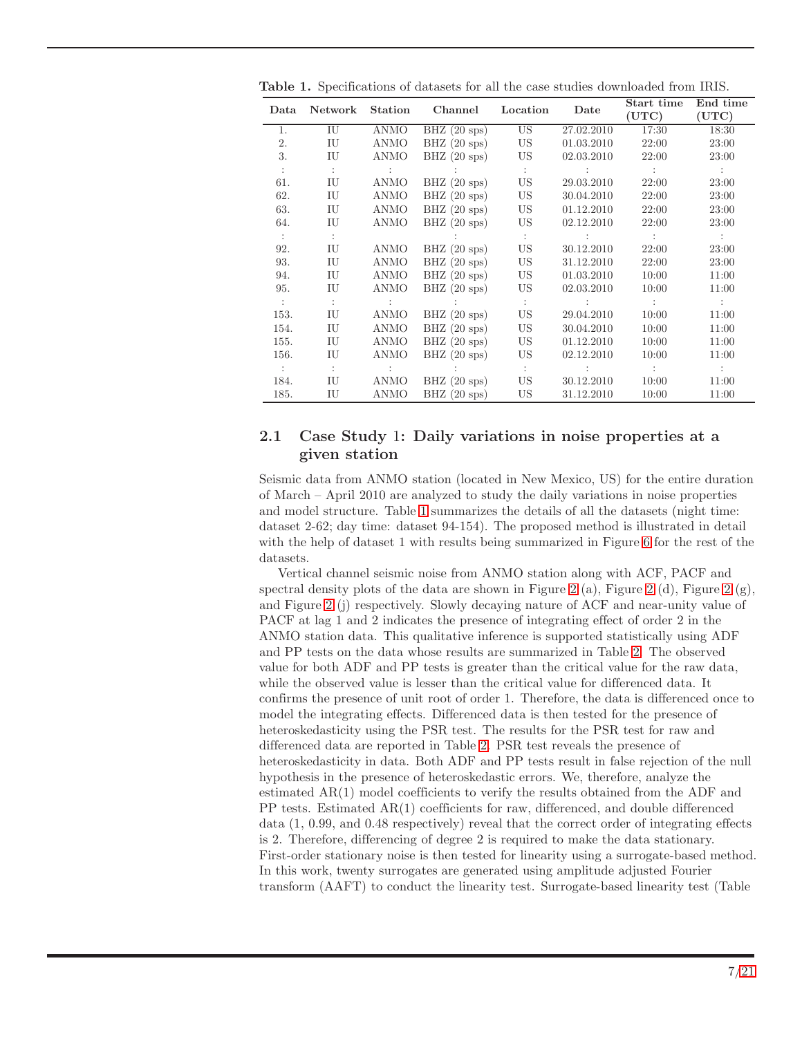**Table 1.** Specifications of datasets for all the case studies downloaded from IRIS.

| Data | Network | Station | Channel | Location | Date | Start time (UTC) | End time (UTC) |
|---|---|---|---|---|---|---|---|
| 1. | IU | ANMO | BHZ (20 sps) | US | 27.02.2010 | 17:30 | 18:30 |
| 2. | IU | ANMO | BHZ (20 sps) | US | 01.03.2010 | 22:00 | 23:00 |
| 3. | IU | ANMO | BHZ (20 sps) | US | 02.03.2010 | 22:00 | 23:00 |
| ⋮ | ⋮ | ⋮ | ⋮ | ⋮ | ⋮ | ⋮ | ⋮ |
| 61. | IU | ANMO | BHZ (20 sps) | US | 29.03.2010 | 22:00 | 23:00 |
| 62. | IU | ANMO | BHZ (20 sps) | US | 30.04.2010 | 22:00 | 23:00 |
| 63. | IU | ANMO | BHZ (20 sps) | US | 01.12.2010 | 22:00 | 23:00 |
| 64. | IU | ANMO | BHZ (20 sps) | US | 02.12.2010 | 22:00 | 23:00 |
| ⋮ | ⋮ | | ⋮ | ⋮ | ⋮ | ⋮ | ⋮ |
| 92. | IU | ANMO | BHZ (20 sps) | US | 30.12.2010 | 22:00 | 23:00 |
| 93. | IU | ANMO | BHZ (20 sps) | US | 31.12.2010 | 22:00 | 23:00 |
| 94. | IU | ANMO | BHZ (20 sps) | US | 01.03.2010 | 10:00 | 11:00 |
| 95. | IU | ANMO | BHZ (20 sps) | US | 02.03.2010 | 10:00 | 11:00 |
| ⋮ | ⋮ | ⋮ | ⋮ | ⋮ | ⋮ | ⋮ | ⋮ |
| 153. | IU | ANMO | BHZ (20 sps) | US | 29.04.2010 | 10:00 | 11:00 |
| 154. | IU | ANMO | BHZ (20 sps) | US | 30.04.2010 | 10:00 | 11:00 |
| 155. | IU | ANMO | BHZ (20 sps) | US | 01.12.2010 | 10:00 | 11:00 |
| 156. | IU | ANMO | BHZ (20 sps) | US | 02.12.2010 | 10:00 | 11:00 |
| ⋮ | ⋮ | ⋮ | ⋮ | ⋮ | ⋮ | ⋮ | ⋮ |
| 184. | IU | ANMO | BHZ (20 sps) | US | 30.12.2010 | 10:00 | 11:00 |
| 185. | IU | ANMO | BHZ (20 sps) | US | 31.12.2010 | 10:00 | 11:00 |

## 2.1 Case Study 1: Daily variations in noise properties at a given station

Seismic data from ANMO station (located in New Mexico, US) for the entire duration of March – April 2010 are analyzed to study the daily variations in noise properties and model structure. Table 1 summarizes the details of all the datasets (night time: dataset 2-62; day time: dataset 94-154). The proposed method is illustrated in detail with the help of dataset 1 with results being summarized in Figure 6 for the rest of the datasets.

Vertical channel seismic noise from ANMO station along with ACF, PACF and spectral density plots of the data are shown in Figure 2 (a), Figure 2 (d), Figure 2 (g), and Figure 2 (j) respectively. Slowly decaying nature of ACF and near-unity value of PACF at lag 1 and 2 indicates the presence of integrating effect of order 2 in the ANMO station data. This qualitative inference is supported statistically using ADF and PP tests on the data whose results are summarized in Table 2. The observed value for both ADF and PP tests is greater than the critical value for the raw data, while the observed value is lesser than the critical value for differenced data. It confirms the presence of unit root of order 1. Therefore, the data is differenced once to model the integrating effects. Differenced data is then tested for the presence of heteroskedasticity using the PSR test. The results for the PSR test for raw and differenced data are reported in Table 2. PSR test reveals the presence of heteroskedasticity in data. Both ADF and PP tests result in false rejection of the null hypothesis in the presence of heteroskedastic errors. We, therefore, analyze the estimated AR(1) model coefficients to verify the results obtained from the ADF and PP tests. Estimated AR(1) coefficients for raw, differenced, and double differenced data (1, 0.99, and 0.48 respectively) reveal that the correct order of integrating effects is 2. Therefore, differencing of degree 2 is required to make the data stationary. First-order stationary noise is then tested for linearity using a surrogate-based method. In this work, twenty surrogates are generated using amplitude adjusted Fourier transform (AAFT) to conduct the linearity test. Surrogate-based linearity test (Table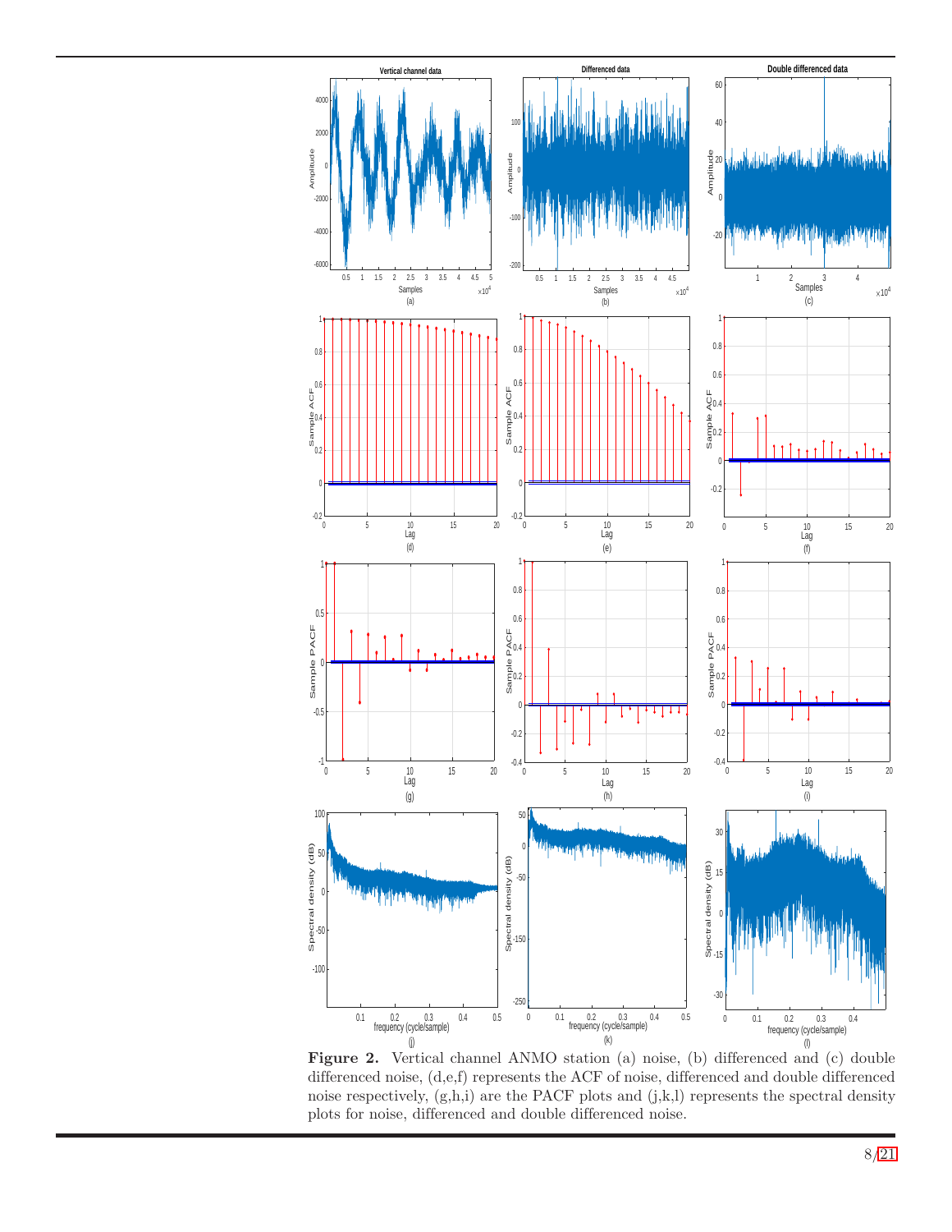**Figure 2.** Vertical channel ANMO station (a) noise, (b) differenced and (c) double differenced noise, (d,e,f) represents the ACF of noise, differenced and double differenced noise respectively, (g,h,i) are the PACF plots and (j,k,l) represents the spectral density plots for noise, differenced and double differenced noise.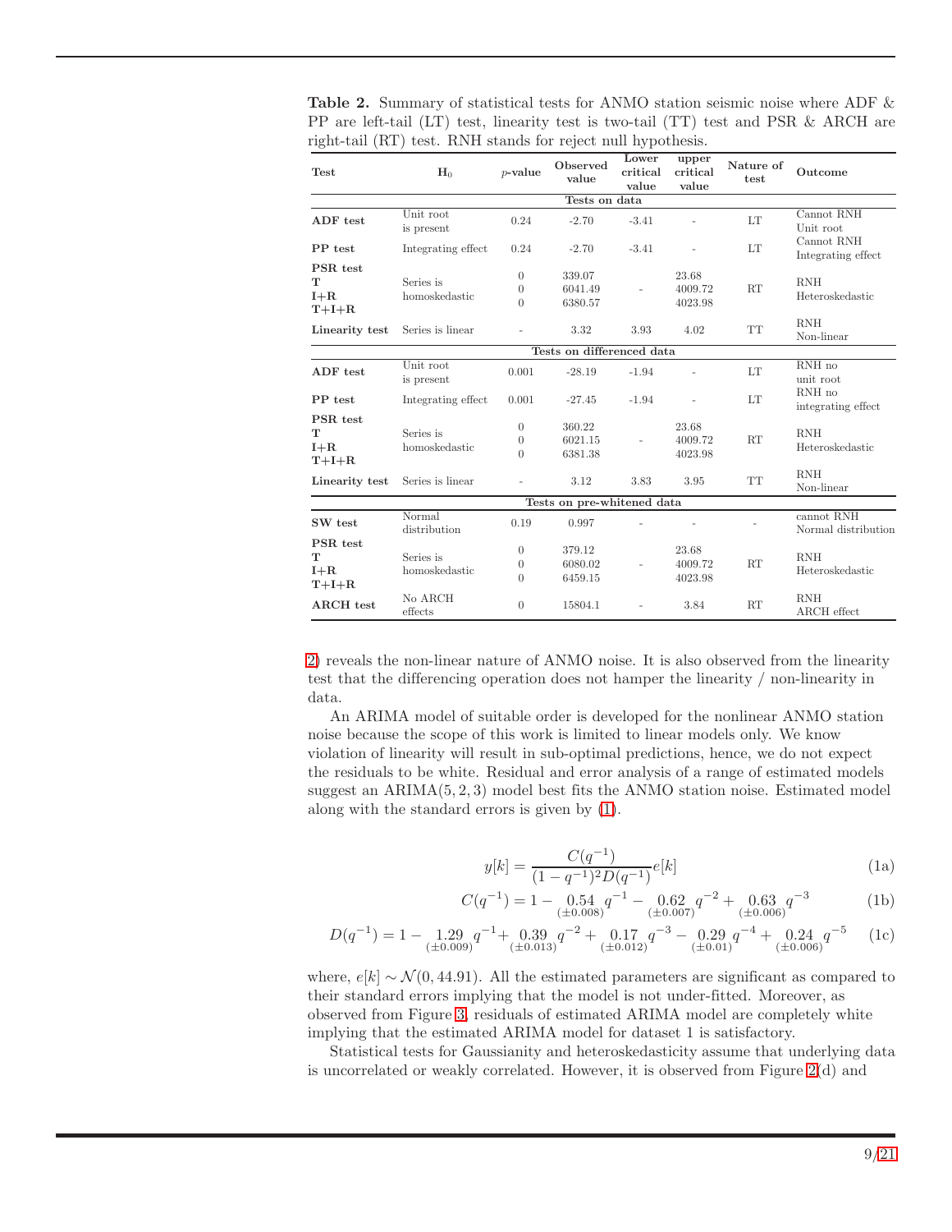**Table 2.** Summary of statistical tests for ANMO station seismic noise where ADF & PP are left-tail (LT) test, linearity test is two-tail (TT) test and PSR & ARCH are right-tail (RT) test. RNH stands for reject null hypothesis.

| Test | $H_0$ | $p$-value | Observed value | Lower critical value | upper critical value | Nature of test | Outcome |
|---|---|---|---|---|---|---|---|
| | | | **Tests on data** | | | | |
| **ADF test** | Unit root is present | 0.24 | -2.70 | -3.41 | - | LT | Cannot RNH Unit root |
| **PP test** | Integrating effect | 0.24 | -2.70 | -3.41 | - | LT | Cannot RNH Integrating effect |
| **PSR test** **T** **I+R** **T+I+R** | Series is homoskedastic | 0 0 0 | 339.07 6041.49 6380.57 | - | 23.68 4009.72 4023.98 | RT | RNH Heteroskedastic |
| **Linearity test** | Series is linear | - | 3.32 | 3.93 | 4.02 | TT | RNH Non-linear |
| | | | **Tests on differenced data** | | | | |
| **ADF test** | Unit root is present | 0.001 | -28.19 | -1.94 | - | LT | RNH no unit root |
| **PP test** | Integrating effect | 0.001 | -27.45 | -1.94 | - | LT | RNH no integrating effect |
| **PSR test** **T** **I+R** **T+I+R** | Series is homoskedastic | 0 0 0 | 360.22 6021.15 6381.38 | - | 23.68 4009.72 4023.98 | RT | RNH Heteroskedastic |
| **Linearity test** | Series is linear | - | 3.12 | 3.83 | 3.95 | TT | RNH Non-linear |
| | | | **Tests on pre-whitened data** | | | | |
| **SW test** | Normal distribution | 0.19 | 0.997 | - | - | - | cannot RNH Normal distribution |
| **PSR test** **T** **I+R** **T+I+R** | Series is homoskedastic | 0 0 0 | 379.12 6080.02 6459.15 | - | 23.68 4009.72 4023.98 | RT | RNH Heteroskedastic |
| **ARCH test** | No ARCH effects | 0 | 15804.1 | - | 3.84 | RT | RNH ARCH effect |

2) reveals the non-linear nature of ANMO noise. It is also observed from the linearity test that the differencing operation does not hamper the linearity / non-linearity in data.

An ARIMA model of suitable order is developed for the nonlinear ANMO station noise because the scope of this work is limited to linear models only. We know violation of linearity will result in sub-optimal predictions, hence, we do not expect the residuals to be white. Residual and error analysis of a range of estimated models suggest an ARIMA(5, 2, 3) model best fits the ANMO station noise. Estimated model along with the standard errors is given by (1).

$$y[k] = \frac{C(q^{-1})}{(1-q^{-1})^2 D(q^{-1})} e[k] \tag{1a}$$

$$C(q^{-1}) = 1 - \underset{(\pm 0.008)}{0.54} q^{-1} - \underset{(\pm 0.007)}{0.62} q^{-2} + \underset{(\pm 0.006)}{0.63} q^{-3} \tag{1b}$$

$$D(q^{-1}) = 1 - \underset{(\pm 0.009)}{1.29} q^{-1} + \underset{(\pm 0.013)}{0.39} q^{-2} + \underset{(\pm 0.012)}{0.17} q^{-3} - \underset{(\pm 0.01)}{0.29} q^{-4} + \underset{(\pm 0.006)}{0.24} q^{-5} \tag{1c}$$

where, $e[k] \sim \mathcal{N}(0, 44.91)$. All the estimated parameters are significant as compared to their standard errors implying that the model is not under-fitted. Moreover, as observed from Figure 3, residuals of estimated ARIMA model are completely white implying that the estimated ARIMA model for dataset 1 is satisfactory.

Statistical tests for Gaussianity and heteroskedasticity assume that underlying data is uncorrelated or weakly correlated. However, it is observed from Figure 2(d) and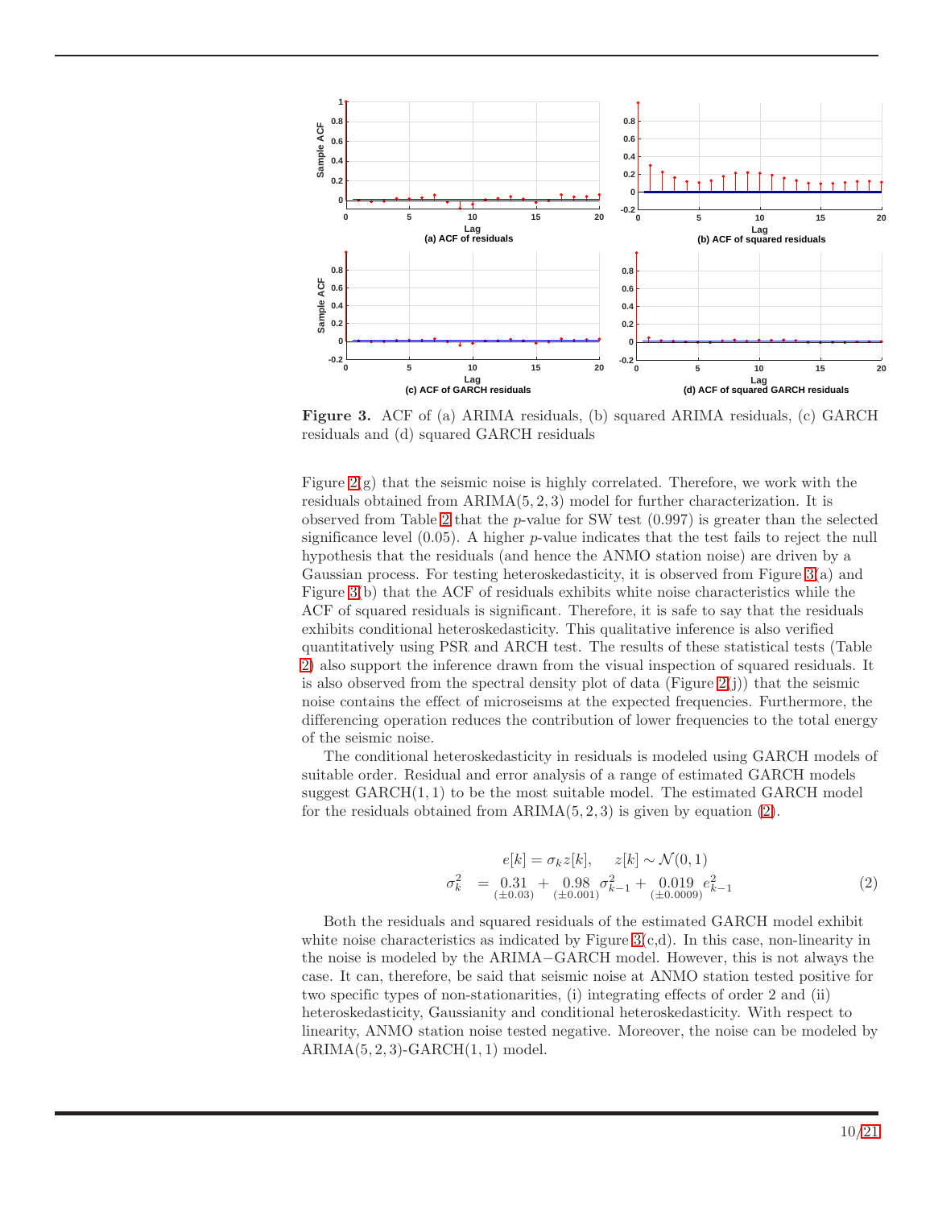**Figure 3.** ACF of (a) ARIMA residuals, (b) squared ARIMA residuals, (c) GARCH residuals and (d) squared GARCH residuals

Figure 2(g) that the seismic noise is highly correlated. Therefore, we work with the residuals obtained from ARIMA$(5, 2, 3)$ model for further characterization. It is observed from Table 2 that the $p$-value for SW test (0.997) is greater than the selected significance level (0.05). A higher $p$-value indicates that the test fails to reject the null hypothesis that the residuals (and hence the ANMO station noise) are driven by a Gaussian process. For testing heteroskedasticity, it is observed from Figure 3(a) and Figure 3(b) that the ACF of residuals exhibits white noise characteristics while the ACF of squared residuals is significant. Therefore, it is safe to say that the residuals exhibits conditional heteroskedasticity. This qualitative inference is also verified quantitatively using PSR and ARCH test. The results of these statistical tests (Table 2) also support the inference drawn from the visual inspection of squared residuals. It is also observed from the spectral density plot of data (Figure 2(j)) that the seismic noise contains the effect of microseisms at the expected frequencies. Furthermore, the differencing operation reduces the contribution of lower frequencies to the total energy of the seismic noise.

The conditional heteroskedasticity in residuals is modeled using GARCH models of suitable order. Residual and error analysis of a range of estimated GARCH models suggest GARCH$(1, 1)$ to be the most suitable model. The estimated GARCH model for the residuals obtained from ARIMA$(5, 2, 3)$ is given by equation (2).

$$
\begin{aligned}
e[k] &= \sigma_k z[k], \qquad z[k] \sim \mathcal{N}(0,1) \\
\sigma_k^2 &= \underset{(\pm 0.03)}{0.31} + \underset{(\pm 0.001)}{0.98}\, \sigma_{k-1}^2 + \underset{(\pm 0.0009)}{0.019}\, e_{k-1}^2
\end{aligned}
\tag{2}
$$

Both the residuals and squared residuals of the estimated GARCH model exhibit white noise characteristics as indicated by Figure 3(c,d). In this case, non-linearity in the noise is modeled by the ARIMA−GARCH model. However, this is not always the case. It can, therefore, be said that seismic noise at ANMO station tested positive for two specific types of non-stationarities, (i) integrating effects of order 2 and (ii) heteroskedasticity, Gaussianity and conditional heteroskedasticity. With respect to linearity, ANMO station noise tested negative. Moreover, the noise can be modeled by ARIMA$(5, 2, 3)$-GARCH$(1, 1)$ model.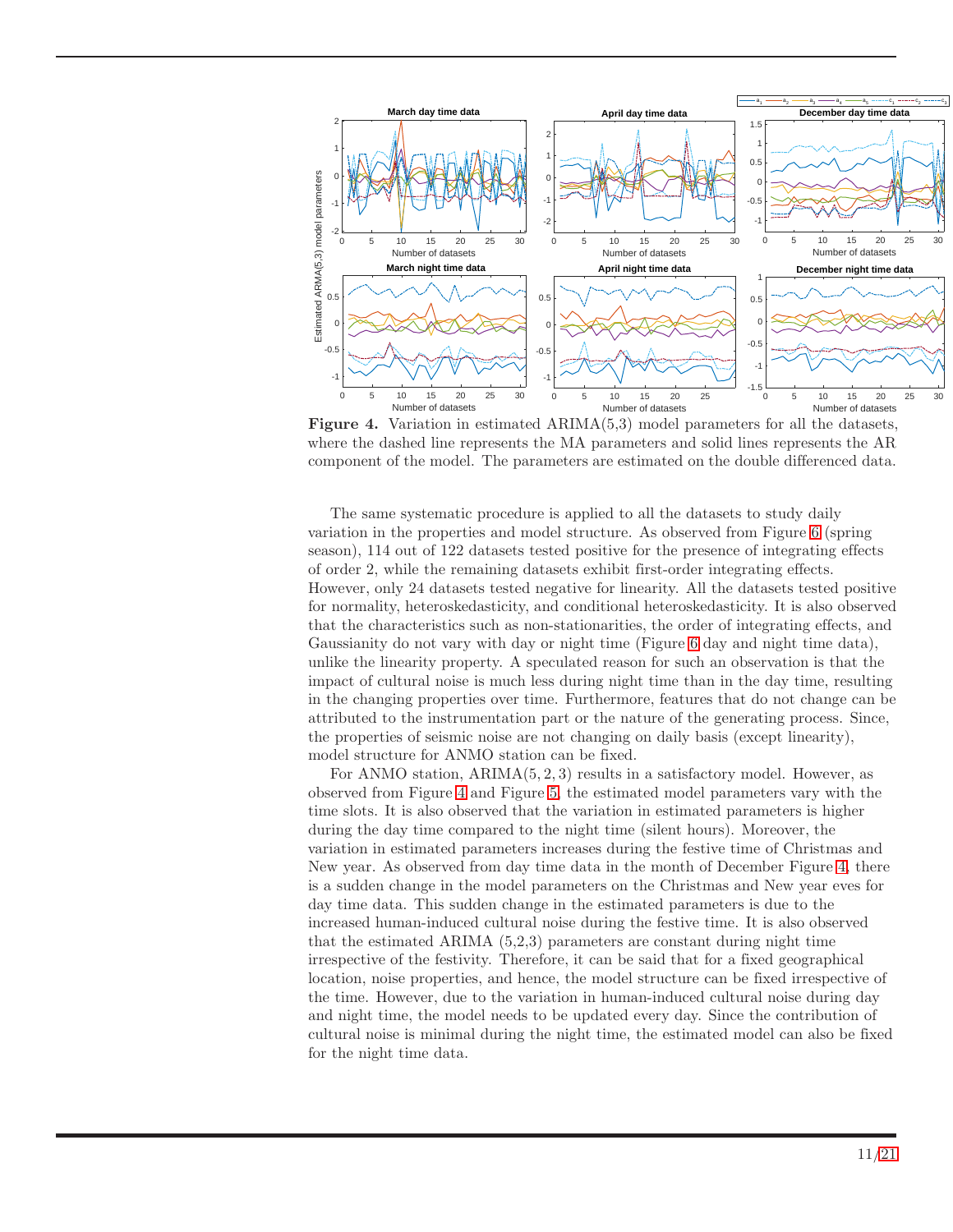**Figure 4.** Variation in estimated ARIMA(5,3) model parameters for all the datasets, where the dashed line represents the MA parameters and solid lines represents the AR component of the model. The parameters are estimated on the double differenced data.

The same systematic procedure is applied to all the datasets to study daily variation in the properties and model structure. As observed from Figure 6 (spring season), 114 out of 122 datasets tested positive for the presence of integrating effects of order 2, while the remaining datasets exhibit first-order integrating effects. However, only 24 datasets tested negative for linearity. All the datasets tested positive for normality, heteroskedasticity, and conditional heteroskedasticity. It is also observed that the characteristics such as non-stationarities, the order of integrating effects, and Gaussianity do not vary with day or night time (Figure 6 day and night time data), unlike the linearity property. A speculated reason for such an observation is that the impact of cultural noise is much less during night time than in the day time, resulting in the changing properties over time. Furthermore, features that do not change can be attributed to the instrumentation part or the nature of the generating process. Since, the properties of seismic noise are not changing on daily basis (except linearity), model structure for ANMO station can be fixed.

For ANMO station, ARIMA$(5, 2, 3)$ results in a satisfactory model. However, as observed from Figure 4 and Figure 5, the estimated model parameters vary with the time slots. It is also observed that the variation in estimated parameters is higher during the day time compared to the night time (silent hours). Moreover, the variation in estimated parameters increases during the festive time of Christmas and New year. As observed from day time data in the month of December Figure 4, there is a sudden change in the model parameters on the Christmas and New year eves for day time data. This sudden change in the estimated parameters is due to the increased human-induced cultural noise during the festive time. It is also observed that the estimated ARIMA (5,2,3) parameters are constant during night time irrespective of the festivity. Therefore, it can be said that for a fixed geographical location, noise properties, and hence, the model structure can be fixed irrespective of the time. However, due to the variation in human-induced cultural noise during day and night time, the model needs to be updated every day. Since the contribution of cultural noise is minimal during the night time, the estimated model can also be fixed for the night time data.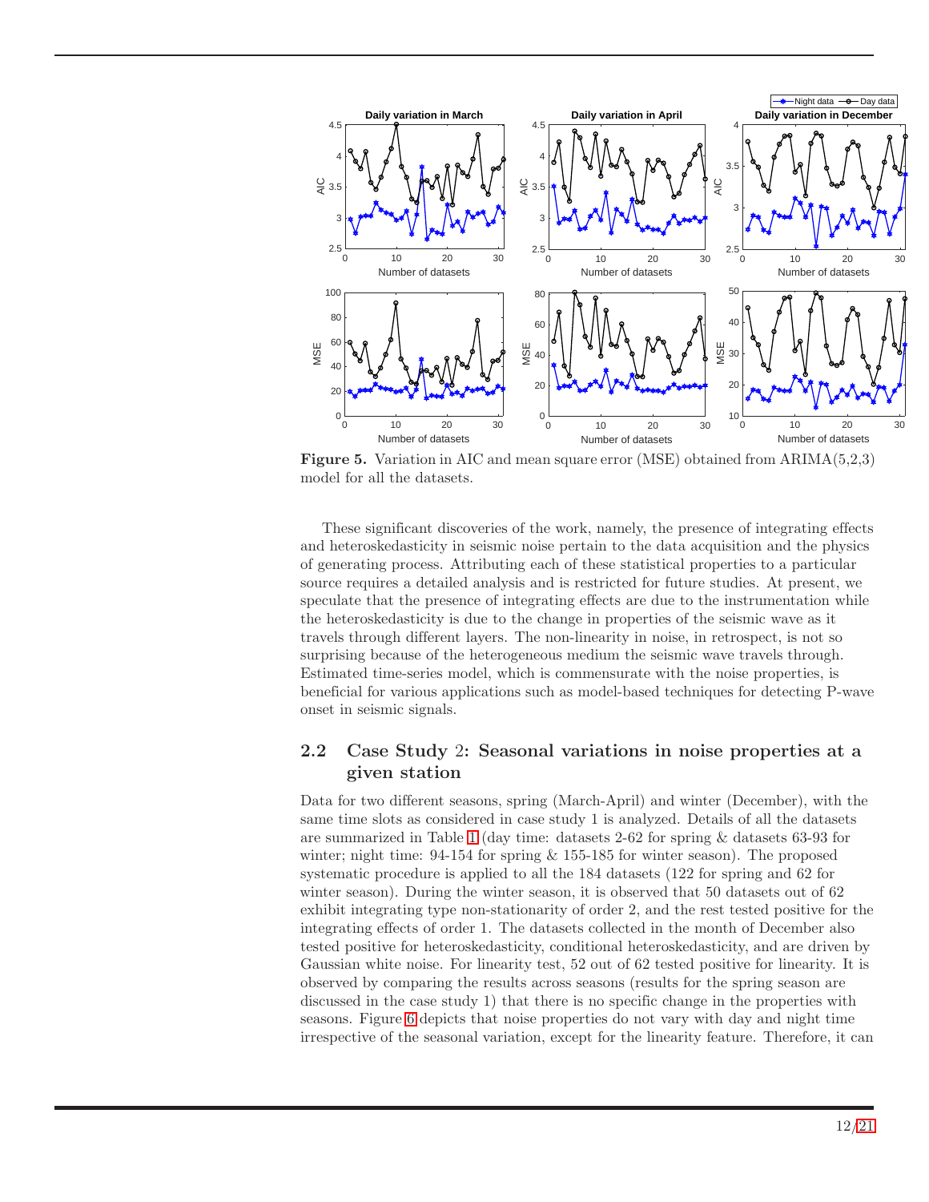**Figure 5.** Variation in AIC and mean square error (MSE) obtained from ARIMA(5,2,3) model for all the datasets.

These significant discoveries of the work, namely, the presence of integrating effects and heteroskedasticity in seismic noise pertain to the data acquisition and the physics of generating process. Attributing each of these statistical properties to a particular source requires a detailed analysis and is restricted for future studies. At present, we speculate that the presence of integrating effects are due to the instrumentation while the heteroskedasticity is due to the change in properties of the seismic wave as it travels through different layers. The non-linearity in noise, in retrospect, is not so surprising because of the heterogeneous medium the seismic wave travels through. Estimated time-series model, which is commensurate with the noise properties, is beneficial for various applications such as model-based techniques for detecting P-wave onset in seismic signals.

## 2.2 Case Study 2: Seasonal variations in noise properties at a given station

Data for two different seasons, spring (March-April) and winter (December), with the same time slots as considered in case study 1 is analyzed. Details of all the datasets are summarized in Table 1 (day time: datasets 2-62 for spring & datasets 63-93 for winter; night time: 94-154 for spring & 155-185 for winter season). The proposed systematic procedure is applied to all the 184 datasets (122 for spring and 62 for winter season). During the winter season, it is observed that 50 datasets out of 62 exhibit integrating type non-stationarity of order 2, and the rest tested positive for the integrating effects of order 1. The datasets collected in the month of December also tested positive for heteroskedasticity, conditional heteroskedasticity, and are driven by Gaussian white noise. For linearity test, 52 out of 62 tested positive for linearity. It is observed by comparing the results across seasons (results for the spring season are discussed in the case study 1) that there is no specific change in the properties with seasons. Figure 6 depicts that noise properties do not vary with day and night time irrespective of the seasonal variation, except for the linearity feature. Therefore, it can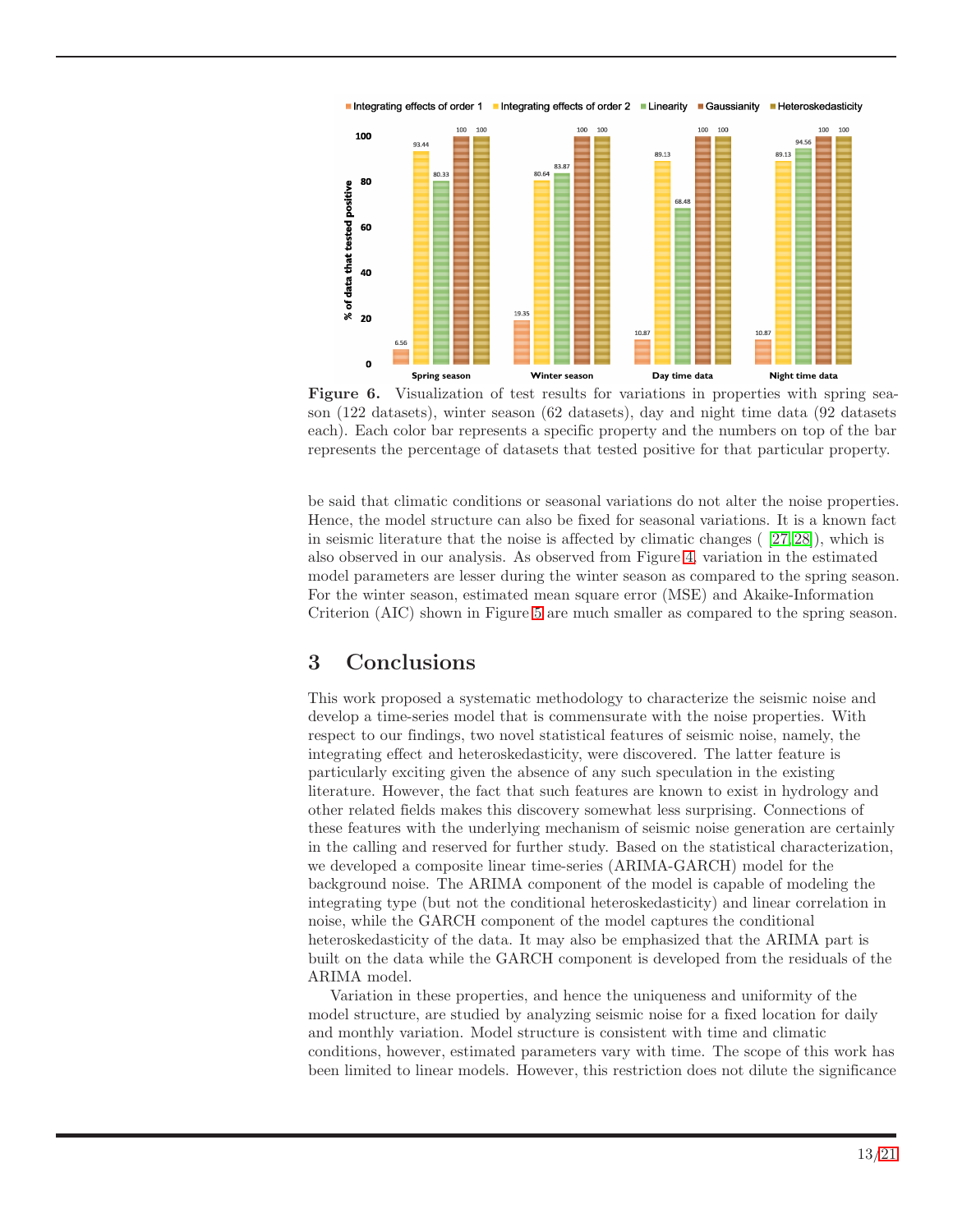**Figure 6.** Visualization of test results for variations in properties with spring season (122 datasets), winter season (62 datasets), day and night time data (92 datasets each). Each color bar represents a specific property and the numbers on top of the bar represents the percentage of datasets that tested positive for that particular property.

be said that climatic conditions or seasonal variations do not alter the noise properties. Hence, the model structure can also be fixed for seasonal variations. It is a known fact in seismic literature that the noise is affected by climatic changes ( [27,28]), which is also observed in our analysis. As observed from Figure 4, variation in the estimated model parameters are lesser during the winter season as compared to the spring season. For the winter season, estimated mean square error (MSE) and Akaike-Information Criterion (AIC) shown in Figure 5 are much smaller as compared to the spring season.

## 3 Conclusions

This work proposed a systematic methodology to characterize the seismic noise and develop a time-series model that is commensurate with the noise properties. With respect to our findings, two novel statistical features of seismic noise, namely, the integrating effect and heteroskedasticity, were discovered. The latter feature is particularly exciting given the absence of any such speculation in the existing literature. However, the fact that such features are known to exist in hydrology and other related fields makes this discovery somewhat less surprising. Connections of these features with the underlying mechanism of seismic noise generation are certainly in the calling and reserved for further study. Based on the statistical characterization, we developed a composite linear time-series (ARIMA-GARCH) model for the background noise. The ARIMA component of the model is capable of modeling the integrating type (but not the conditional heteroskedasticity) and linear correlation in noise, while the GARCH component of the model captures the conditional heteroskedasticity of the data. It may also be emphasized that the ARIMA part is built on the data while the GARCH component is developed from the residuals of the ARIMA model.

Variation in these properties, and hence the uniqueness and uniformity of the model structure, are studied by analyzing seismic noise for a fixed location for daily and monthly variation. Model structure is consistent with time and climatic conditions, however, estimated parameters vary with time. The scope of this work has been limited to linear models. However, this restriction does not dilute the significance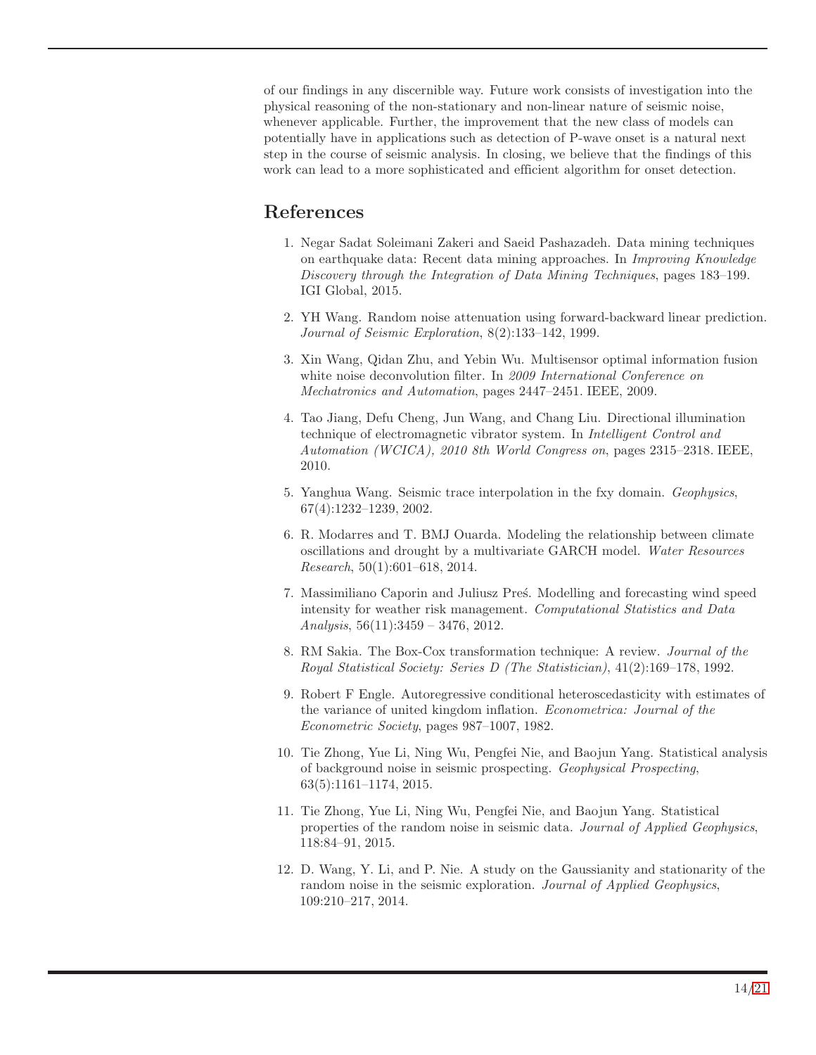of our findings in any discernible way. Future work consists of investigation into the physical reasoning of the non-stationary and non-linear nature of seismic noise, whenever applicable. Further, the improvement that the new class of models can potentially have in applications such as detection of P-wave onset is a natural next step in the course of seismic analysis. In closing, we believe that the findings of this work can lead to a more sophisticated and efficient algorithm for onset detection.

## References

1. Negar Sadat Soleimani Zakeri and Saeid Pashazadeh. Data mining techniques on earthquake data: Recent data mining approaches. In *Improving Knowledge Discovery through the Integration of Data Mining Techniques*, pages 183–199. IGI Global, 2015.
2. YH Wang. Random noise attenuation using forward-backward linear prediction. *Journal of Seismic Exploration*, 8(2):133–142, 1999.
3. Xin Wang, Qidan Zhu, and Yebin Wu. Multisensor optimal information fusion white noise deconvolution filter. In *2009 International Conference on Mechatronics and Automation*, pages 2447–2451. IEEE, 2009.
4. Tao Jiang, Defu Cheng, Jun Wang, and Chang Liu. Directional illumination technique of electromagnetic vibrator system. In *Intelligent Control and Automation (WCICA), 2010 8th World Congress on*, pages 2315–2318. IEEE, 2010.
5. Yanghua Wang. Seismic trace interpolation in the fxy domain. *Geophysics*, 67(4):1232–1239, 2002.
6. R. Modarres and T. BMJ Ouarda. Modeling the relationship between climate oscillations and drought by a multivariate GARCH model. *Water Resources Research*, 50(1):601–618, 2014.
7. Massimiliano Caporin and Juliusz Preś. Modelling and forecasting wind speed intensity for weather risk management. *Computational Statistics and Data Analysis*, 56(11):3459 – 3476, 2012.
8. RM Sakia. The Box-Cox transformation technique: A review. *Journal of the Royal Statistical Society: Series D (The Statistician)*, 41(2):169–178, 1992.
9. Robert F Engle. Autoregressive conditional heteroscedasticity with estimates of the variance of united kingdom inflation. *Econometrica: Journal of the Econometric Society*, pages 987–1007, 1982.
10. Tie Zhong, Yue Li, Ning Wu, Pengfei Nie, and Baojun Yang. Statistical analysis of background noise in seismic prospecting. *Geophysical Prospecting*, 63(5):1161–1174, 2015.
11. Tie Zhong, Yue Li, Ning Wu, Pengfei Nie, and Baojun Yang. Statistical properties of the random noise in seismic data. *Journal of Applied Geophysics*, 118:84–91, 2015.
12. D. Wang, Y. Li, and P. Nie. A study on the Gaussianity and stationarity of the random noise in the seismic exploration. *Journal of Applied Geophysics*, 109:210–217, 2014.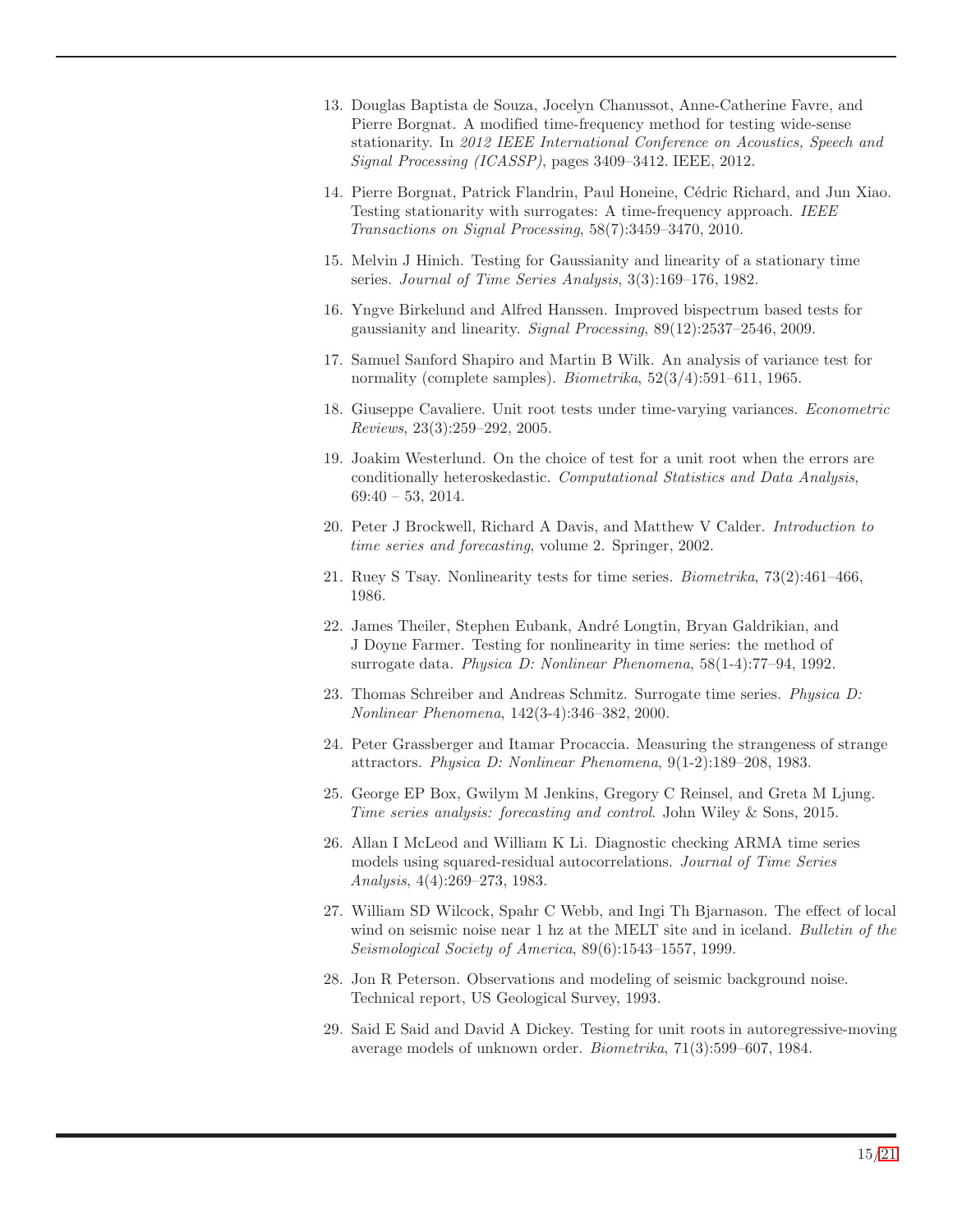13. Douglas Baptista de Souza, Jocelyn Chanussot, Anne-Catherine Favre, and Pierre Borgnat. A modified time-frequency method for testing wide-sense stationarity. In *2012 IEEE International Conference on Acoustics, Speech and Signal Processing (ICASSP)*, pages 3409–3412. IEEE, 2012.

14. Pierre Borgnat, Patrick Flandrin, Paul Honeine, Cédric Richard, and Jun Xiao. Testing stationarity with surrogates: A time-frequency approach. *IEEE Transactions on Signal Processing*, 58(7):3459–3470, 2010.

15. Melvin J Hinich. Testing for Gaussianity and linearity of a stationary time series. *Journal of Time Series Analysis*, 3(3):169–176, 1982.

16. Yngve Birkelund and Alfred Hanssen. Improved bispectrum based tests for gaussianity and linearity. *Signal Processing*, 89(12):2537–2546, 2009.

17. Samuel Sanford Shapiro and Martin B Wilk. An analysis of variance test for normality (complete samples). *Biometrika*, 52(3/4):591–611, 1965.

18. Giuseppe Cavaliere. Unit root tests under time-varying variances. *Econometric Reviews*, 23(3):259–292, 2005.

19. Joakim Westerlund. On the choice of test for a unit root when the errors are conditionally heteroskedastic. *Computational Statistics and Data Analysis*, 69:40 – 53, 2014.

20. Peter J Brockwell, Richard A Davis, and Matthew V Calder. *Introduction to time series and forecasting*, volume 2. Springer, 2002.

21. Ruey S Tsay. Nonlinearity tests for time series. *Biometrika*, 73(2):461–466, 1986.

22. James Theiler, Stephen Eubank, André Longtin, Bryan Galdrikian, and J Doyne Farmer. Testing for nonlinearity in time series: the method of surrogate data. *Physica D: Nonlinear Phenomena*, 58(1-4):77–94, 1992.

23. Thomas Schreiber and Andreas Schmitz. Surrogate time series. *Physica D: Nonlinear Phenomena*, 142(3-4):346–382, 2000.

24. Peter Grassberger and Itamar Procaccia. Measuring the strangeness of strange attractors. *Physica D: Nonlinear Phenomena*, 9(1-2):189–208, 1983.

25. George EP Box, Gwilym M Jenkins, Gregory C Reinsel, and Greta M Ljung. *Time series analysis: forecasting and control*. John Wiley & Sons, 2015.

26. Allan I McLeod and William K Li. Diagnostic checking ARMA time series models using squared-residual autocorrelations. *Journal of Time Series Analysis*, 4(4):269–273, 1983.

27. William SD Wilcock, Spahr C Webb, and Ingi Th Bjarnason. The effect of local wind on seismic noise near 1 hz at the MELT site and in iceland. *Bulletin of the Seismological Society of America*, 89(6):1543–1557, 1999.

28. Jon R Peterson. Observations and modeling of seismic background noise. Technical report, US Geological Survey, 1993.

29. Said E Said and David A Dickey. Testing for unit roots in autoregressive-moving average models of unknown order. *Biometrika*, 71(3):599–607, 1984.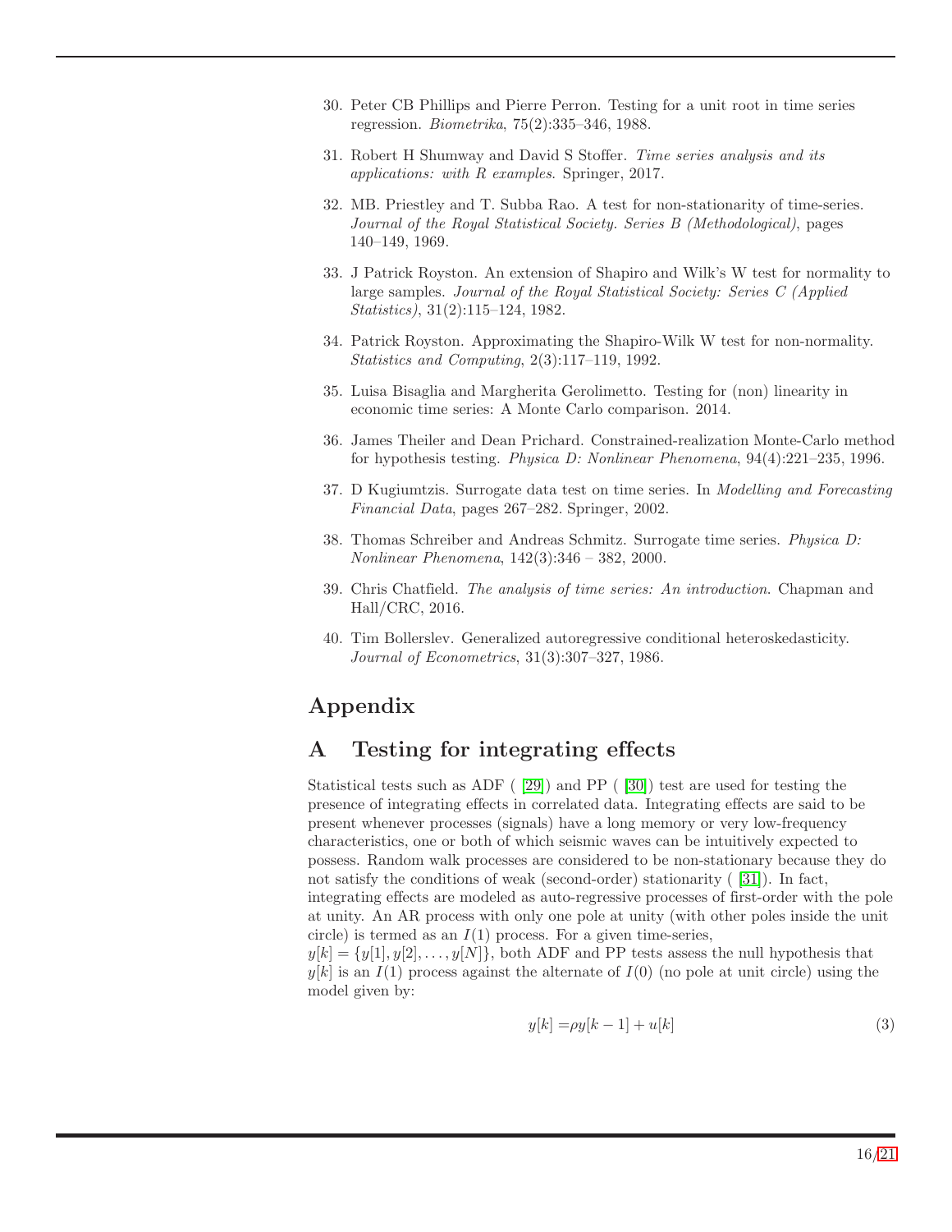30. Peter CB Phillips and Pierre Perron. Testing for a unit root in time series regression. *Biometrika*, 75(2):335–346, 1988.

31. Robert H Shumway and David S Stoffer. *Time series analysis and its applications: with R examples*. Springer, 2017.

32. MB. Priestley and T. Subba Rao. A test for non-stationarity of time-series. *Journal of the Royal Statistical Society. Series B (Methodological)*, pages 140–149, 1969.

33. J Patrick Royston. An extension of Shapiro and Wilk's W test for normality to large samples. *Journal of the Royal Statistical Society: Series C (Applied Statistics)*, 31(2):115–124, 1982.

34. Patrick Royston. Approximating the Shapiro-Wilk W test for non-normality. *Statistics and Computing*, 2(3):117–119, 1992.

35. Luisa Bisaglia and Margherita Gerolimetto. Testing for (non) linearity in economic time series: A Monte Carlo comparison. 2014.

36. James Theiler and Dean Prichard. Constrained-realization Monte-Carlo method for hypothesis testing. *Physica D: Nonlinear Phenomena*, 94(4):221–235, 1996.

37. D Kugiumtzis. Surrogate data test on time series. In *Modelling and Forecasting Financial Data*, pages 267–282. Springer, 2002.

38. Thomas Schreiber and Andreas Schmitz. Surrogate time series. *Physica D: Nonlinear Phenomena*, 142(3):346 – 382, 2000.

39. Chris Chatfield. *The analysis of time series: An introduction*. Chapman and Hall/CRC, 2016.

40. Tim Bollerslev. Generalized autoregressive conditional heteroskedasticity. *Journal of Econometrics*, 31(3):307–327, 1986.

# Appendix

## A Testing for integrating effects

Statistical tests such as ADF ( [29]) and PP ( [30]) test are used for testing the presence of integrating effects in correlated data. Integrating effects are said to be present whenever processes (signals) have a long memory or very low-frequency characteristics, one or both of which seismic waves can be intuitively expected to possess. Random walk processes are considered to be non-stationary because they do not satisfy the conditions of weak (second-order) stationarity ( [31]). In fact, integrating effects are modeled as auto-regressive processes of first-order with the pole at unity. An AR process with only one pole at unity (with other poles inside the unit circle) is termed as an $I(1)$ process. For a given time-series, $y[k] = \{y[1], y[2], \ldots, y[N]\}$, both ADF and PP tests assess the null hypothesis that $y[k]$ is an $I(1)$ process against the alternate of $I(0)$ (no pole at unit circle) using the model given by:

$$y[k] = \rho y[k-1] + u[k] \tag{3}$$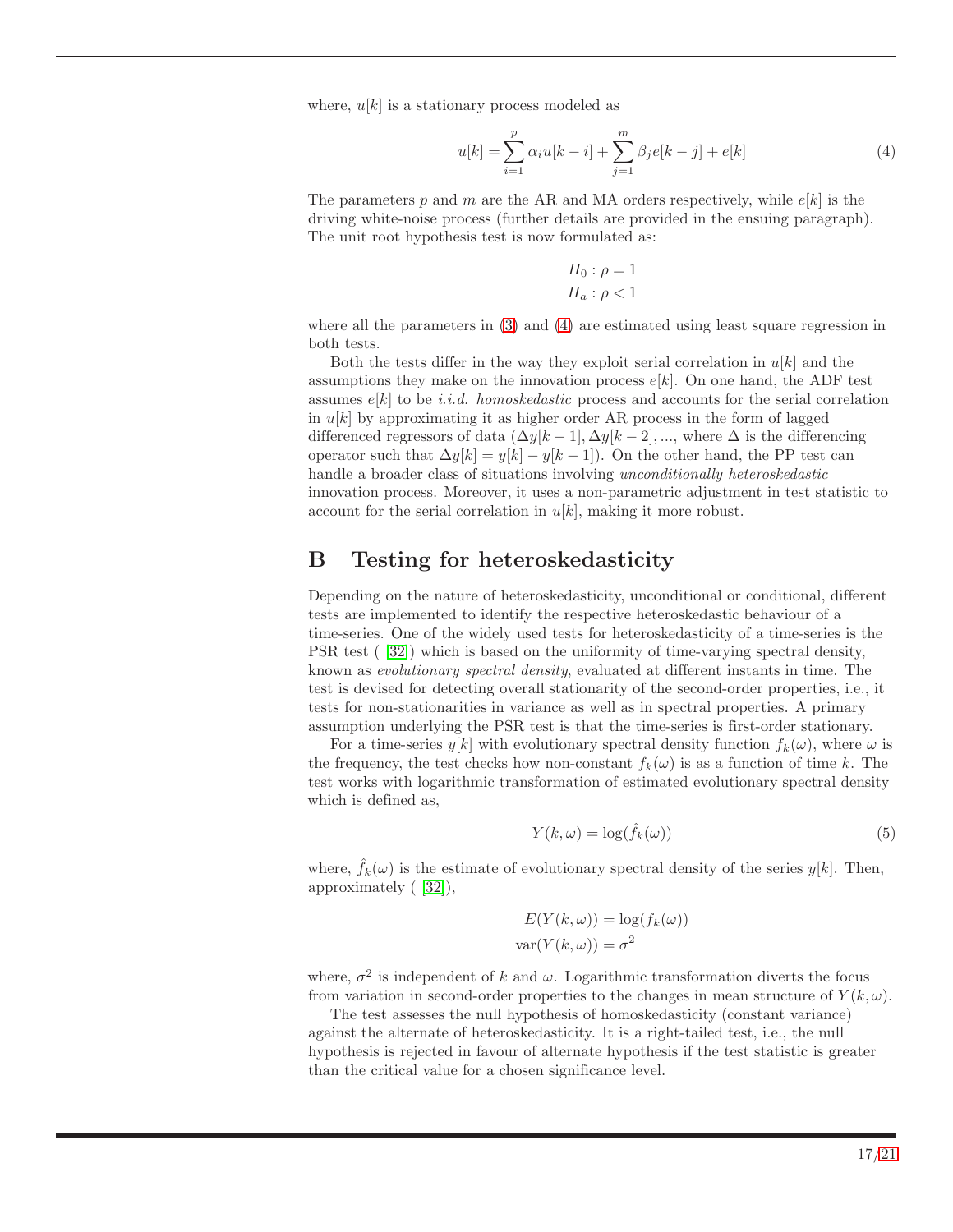where, $u[k]$ is a stationary process modeled as

$$u[k] = \sum_{i=1}^{p} \alpha_i u[k-i] + \sum_{j=1}^{m} \beta_j e[k-j] + e[k] \tag{4}$$

The parameters $p$ and $m$ are the AR and MA orders respectively, while $e[k]$ is the driving white-noise process (further details are provided in the ensuing paragraph). The unit root hypothesis test is now formulated as:

$$H_0 : \rho = 1$$
$$H_a : \rho < 1$$

where all the parameters in (3) and (4) are estimated using least square regression in both tests.

Both the tests differ in the way they exploit serial correlation in $u[k]$ and the assumptions they make on the innovation process $e[k]$. On one hand, the ADF test assumes $e[k]$ to be *i.i.d. homoskedastic* process and accounts for the serial correlation in $u[k]$ by approximating it as higher order AR process in the form of lagged differenced regressors of data ($\Delta y[k-1], \Delta y[k-2], ...,$ where $\Delta$ is the differencing operator such that $\Delta y[k] = y[k] - y[k-1]$). On the other hand, the PP test can handle a broader class of situations involving *unconditionally heteroskedastic* innovation process. Moreover, it uses a non-parametric adjustment in test statistic to account for the serial correlation in $u[k]$, making it more robust.

## B Testing for heteroskedasticity

Depending on the nature of heteroskedasticity, unconditional or conditional, different tests are implemented to identify the respective heteroskedastic behaviour of a time-series. One of the widely used tests for heteroskedasticity of a time-series is the PSR test ( [32]) which is based on the uniformity of time-varying spectral density, known as *evolutionary spectral density*, evaluated at different instants in time. The test is devised for detecting overall stationarity of the second-order properties, i.e., it tests for non-stationarities in variance as well as in spectral properties. A primary assumption underlying the PSR test is that the time-series is first-order stationary.

For a time-series $y[k]$ with evolutionary spectral density function $f_k(\omega)$, where $\omega$ is the frequency, the test checks how non-constant $f_k(\omega)$ is as a function of time $k$. The test works with logarithmic transformation of estimated evolutionary spectral density which is defined as,

$$Y(k, \omega) = \log(\hat{f}_k(\omega)) \tag{5}$$

where, $\hat{f}_k(\omega)$ is the estimate of evolutionary spectral density of the series $y[k]$. Then, approximately ( [32]),

$$E(Y(k, \omega)) = \log(f_k(\omega))$$
$$\text{var}(Y(k, \omega)) = \sigma^2$$

where, $\sigma^2$ is independent of $k$ and $\omega$. Logarithmic transformation diverts the focus from variation in second-order properties to the changes in mean structure of $Y(k, \omega)$.

The test assesses the null hypothesis of homoskedasticity (constant variance) against the alternate of heteroskedasticity. It is a right-tailed test, i.e., the null hypothesis is rejected in favour of alternate hypothesis if the test statistic is greater than the critical value for a chosen significance level.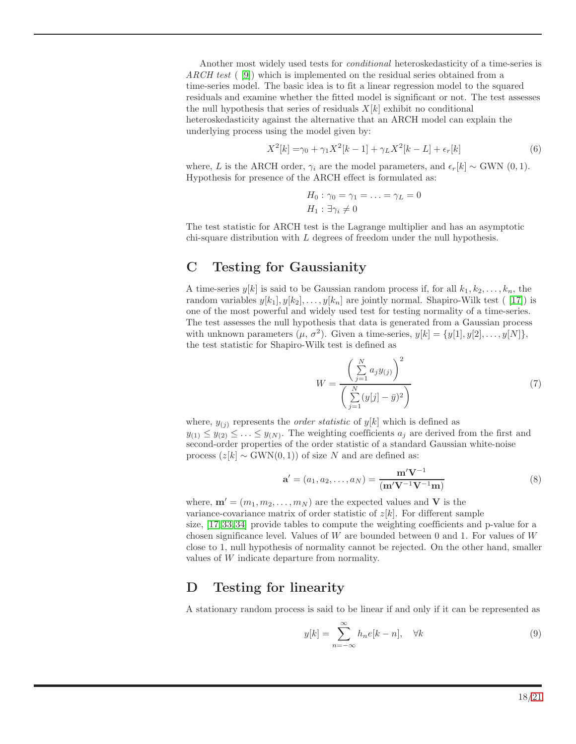Another most widely used tests for *conditional* heteroskedasticity of a time-series is *ARCH test* ( [9]) which is implemented on the residual series obtained from a time-series model. The basic idea is to fit a linear regression model to the squared residuals and examine whether the fitted model is significant or not. The test assesses the null hypothesis that series of residuals $X[k]$ exhibit no conditional heteroskedasticity against the alternative that an ARCH model can explain the underlying process using the model given by:

$$X^2[k] = \gamma_0 + \gamma_1 X^2[k-1] + \gamma_L X^2[k-L] + \epsilon_r[k] \tag{6}$$

where, $L$ is the ARCH order, $\gamma_i$ are the model parameters, and $\epsilon_r[k] \sim$ GWN $(0, 1)$. Hypothesis for presence of the ARCH effect is formulated as:

$$H_0 : \gamma_0 = \gamma_1 = \ldots = \gamma_L = 0$$
$$H_1 : \exists \gamma_i \neq 0$$

The test statistic for ARCH test is the Lagrange multiplier and has an asymptotic chi-square distribution with $L$ degrees of freedom under the null hypothesis.

## C Testing for Gaussianity

A time-series $y[k]$ is said to be Gaussian random process if, for all $k_1, k_2, \ldots, k_n$, the random variables $y[k_1], y[k_2], \ldots, y[k_n]$ are jointly normal. Shapiro-Wilk test ( [17]) is one of the most powerful and widely used test for testing normality of a time-series. The test assesses the null hypothesis that data is generated from a Gaussian process with unknown parameters ($\mu$, $\sigma^2$). Given a time-series, $y[k] = \{y[1], y[2], \ldots, y[N]\}$, the test statistic for Shapiro-Wilk test is defined as

$$W = \frac{\left( \sum_{j=1}^{N} a_j y_{(j)} \right)^2}{\left( \sum_{j=1}^{N} (y[j] - \bar{y})^2 \right)} \tag{7}$$

where, $y_{(j)}$ represents the *order statistic* of $y[k]$ which is defined as $y_{(1)} \leq y_{(2)} \leq \ldots \leq y_{(N)}$. The weighting coefficients $a_j$ are derived from the first and second-order properties of the order statistic of a standard Gaussian white-noise process ($z[k] \sim \text{GWN}(0, 1)$) of size $N$ and are defined as:

$$\mathbf{a}' = (a_1, a_2, \ldots, a_N) = \frac{\mathbf{m}'\mathbf{V}^{-1}}{(\mathbf{m}'\mathbf{V}^{-1}\mathbf{V}^{-1}\mathbf{m})} \tag{8}$$

where, $\mathbf{m}' = (m_1, m_2, \ldots, m_N)$ are the expected values and $\mathbf{V}$ is the variance-covariance matrix of order statistic of $z[k]$. For different sample size, [17,33,34] provide tables to compute the weighting coefficients and p-value for a chosen significance level. Values of $W$ are bounded between 0 and 1. For values of $W$ close to 1, null hypothesis of normality cannot be rejected. On the other hand, smaller values of $W$ indicate departure from normality.

## D Testing for linearity

A stationary random process is said to be linear if and only if it can be represented as

$$y[k] = \sum_{n=-\infty}^{\infty} h_n e[k-n], \quad \forall k \tag{9}$$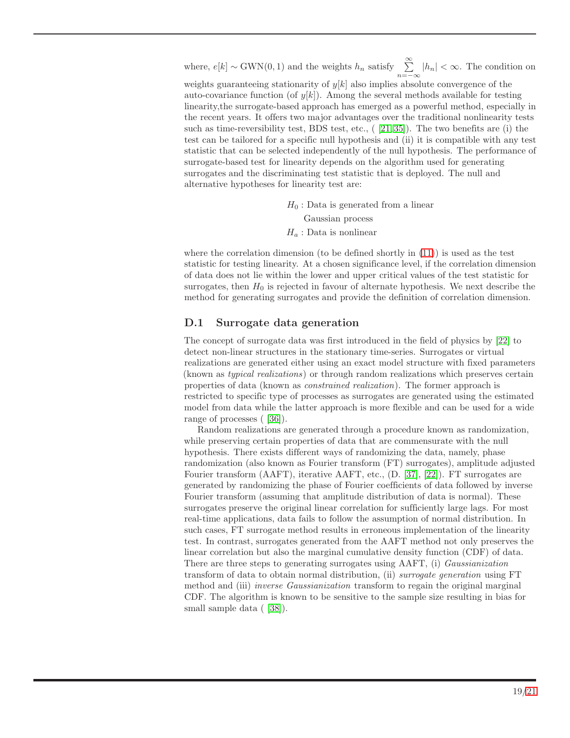where, $e[k] \sim \text{GWN}(0,1)$ and the weights $h_n$ satisfy $\sum_{n=-\infty}^{\infty} |h_n| < \infty$. The condition on weights guaranteeing stationarity of $y[k]$ also implies absolute convergence of the auto-covariance function (of $y[k]$). Among the several methods available for testing linearity,the surrogate-based approach has emerged as a powerful method, especially in the recent years. It offers two major advantages over the traditional nonlinearity tests such as time-reversibility test, BDS test, etc., ( [21,35]). The two benefits are (i) the test can be tailored for a specific null hypothesis and (ii) it is compatible with any test statistic that can be selected independently of the null hypothesis. The performance of surrogate-based test for linearity depends on the algorithm used for generating surrogates and the discriminating test statistic that is deployed. The null and alternative hypotheses for linearity test are:

$$
\begin{aligned}
H_0 &: \text{Data is generated from a linear} \\
&\quad \text{Gaussian process} \\
H_a &: \text{Data is nonlinear}
\end{aligned}
$$

where the correlation dimension (to be defined shortly in (11)) is used as the test statistic for testing linearity. At a chosen significance level, if the correlation dimension of data does not lie within the lower and upper critical values of the test statistic for surrogates, then $H_0$ is rejected in favour of alternate hypothesis. We next describe the method for generating surrogates and provide the definition of correlation dimension.

## D.1 Surrogate data generation

The concept of surrogate data was first introduced in the field of physics by [22] to detect non-linear structures in the stationary time-series. Surrogates or virtual realizations are generated either using an exact model structure with fixed parameters (known as *typical realizations*) or through random realizations which preserves certain properties of data (known as *constrained realization*). The former approach is restricted to specific type of processes as surrogates are generated using the estimated model from data while the latter approach is more flexible and can be used for a wide range of processes ( [36]).

Random realizations are generated through a procedure known as randomization, while preserving certain properties of data that are commensurate with the null hypothesis. There exists different ways of randomizing the data, namely, phase randomization (also known as Fourier transform (FT) surrogates), amplitude adjusted Fourier transform (AAFT), iterative AAFT, etc., (D. [37], [22]). FT surrogates are generated by randomizing the phase of Fourier coefficients of data followed by inverse Fourier transform (assuming that amplitude distribution of data is normal). These surrogates preserve the original linear correlation for sufficiently large lags. For most real-time applications, data fails to follow the assumption of normal distribution. In such cases, FT surrogate method results in erroneous implementation of the linearity test. In contrast, surrogates generated from the AAFT method not only preserves the linear correlation but also the marginal cumulative density function (CDF) of data. There are three steps to generating surrogates using AAFT, (i) *Gaussianization* transform of data to obtain normal distribution, (ii) *surrogate generation* using FT method and (iii) *inverse Gaussianization* transform to regain the original marginal CDF. The algorithm is known to be sensitive to the sample size resulting in bias for small sample data ( [38]).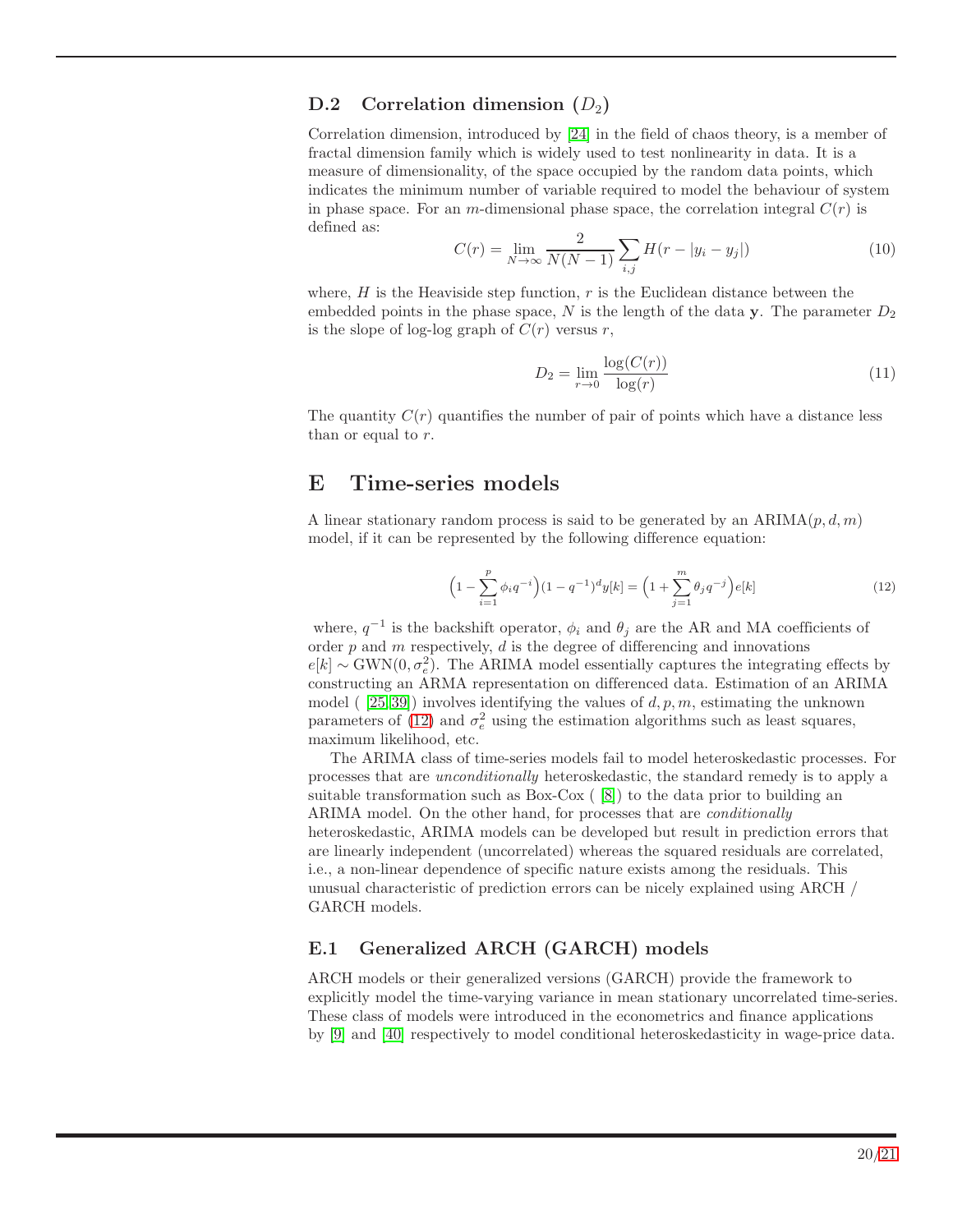### D.2 Correlation dimension ($D_2$)

Correlation dimension, introduced by [24] in the field of chaos theory, is a member of fractal dimension family which is widely used to test nonlinearity in data. It is a measure of dimensionality, of the space occupied by the random data points, which indicates the minimum number of variable required to model the behaviour of system in phase space. For an $m$-dimensional phase space, the correlation integral $C(r)$ is defined as:

$$C(r) = \lim_{N \to \infty} \frac{2}{N(N-1)} \sum_{i,j} H(r - |y_i - y_j|) \tag{10}$$

where, $H$ is the Heaviside step function, $r$ is the Euclidean distance between the embedded points in the phase space, $N$ is the length of the data $\mathbf{y}$. The parameter $D_2$ is the slope of log-log graph of $C(r)$ versus $r$,

$$D_2 = \lim_{r \to 0} \frac{\log(C(r))}{\log(r)} \tag{11}$$

The quantity $C(r)$ quantifies the number of pair of points which have a distance less than or equal to $r$.

## E Time-series models

A linear stationary random process is said to be generated by an ARIMA$(p, d, m)$ model, if it can be represented by the following difference equation:

$$\Big(1 - \sum_{i=1}^{p} \phi_i q^{-i}\Big)(1 - q^{-1})^d y[k] = \Big(1 + \sum_{j=1}^{m} \theta_j q^{-j}\Big) e[k] \tag{12}$$

where, $q^{-1}$ is the backshift operator, $\phi_i$ and $\theta_j$ are the AR and MA coefficients of order $p$ and $m$ respectively, $d$ is the degree of differencing and innovations $e[k] \sim \text{GWN}(0, \sigma_e^2)$. The ARIMA model essentially captures the integrating effects by constructing an ARMA representation on differenced data. Estimation of an ARIMA model ( [25,39]) involves identifying the values of $d, p, m$, estimating the unknown parameters of (12) and $\sigma_e^2$ using the estimation algorithms such as least squares, maximum likelihood, etc.

The ARIMA class of time-series models fail to model heteroskedastic processes. For processes that are *unconditionally* heteroskedastic, the standard remedy is to apply a suitable transformation such as Box-Cox ( [8]) to the data prior to building an ARIMA model. On the other hand, for processes that are *conditionally* heteroskedastic, ARIMA models can be developed but result in prediction errors that are linearly independent (uncorrelated) whereas the squared residuals are correlated, i.e., a non-linear dependence of specific nature exists among the residuals. This unusual characteristic of prediction errors can be nicely explained using ARCH / GARCH models.

### E.1 Generalized ARCH (GARCH) models

ARCH models or their generalized versions (GARCH) provide the framework to explicitly model the time-varying variance in mean stationary uncorrelated time-series. These class of models were introduced in the econometrics and finance applications by [9] and [40] respectively to model conditional heteroskedasticity in wage-price data.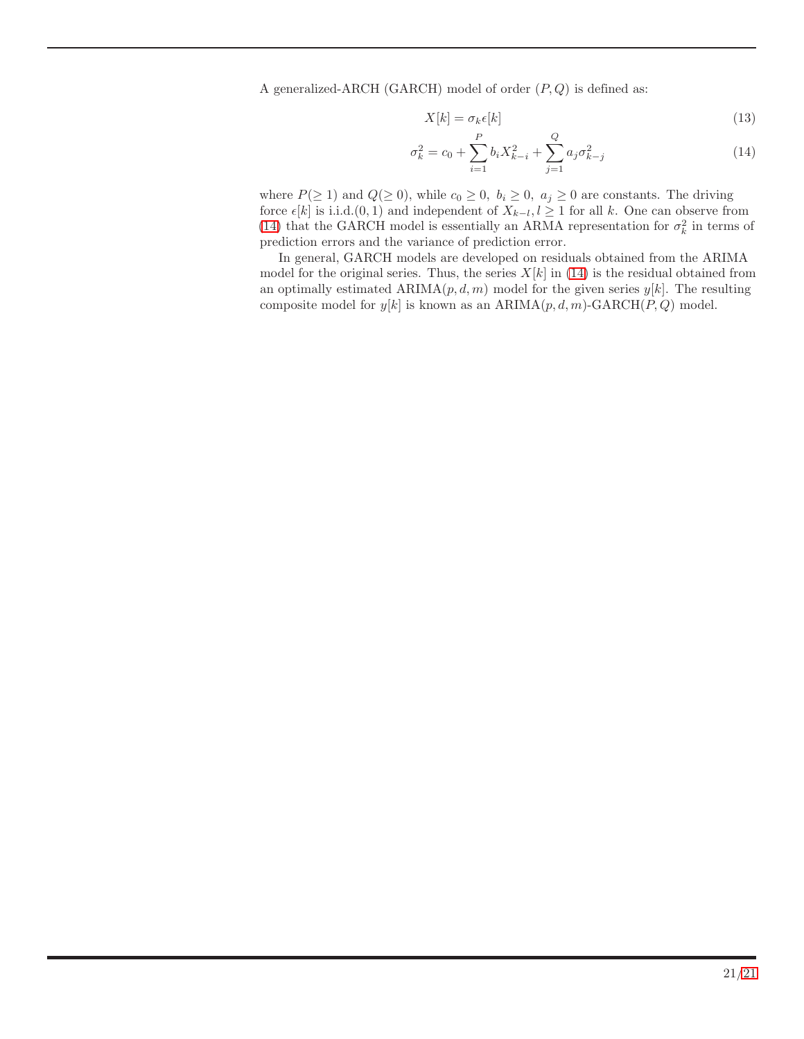A generalized-ARCH (GARCH) model of order $(P, Q)$ is defined as:

$$X[k] = \sigma_k \epsilon[k] \tag{13}$$

$$\sigma_k^2 = c_0 + \sum_{i=1}^{P} b_i X_{k-i}^2 + \sum_{j=1}^{Q} a_j \sigma_{k-j}^2 \tag{14}$$

where $P(\geq 1)$ and $Q(\geq 0)$, while $c_0 \geq 0,\ b_i \geq 0,\ a_j \geq 0$ are constants. The driving force $\epsilon[k]$ is i.i.d.$(0, 1)$ and independent of $X_{k-l}, l \geq 1$ for all $k$. One can observe from (14) that the GARCH model is essentially an ARMA representation for $\sigma_k^2$ in terms of prediction errors and the variance of prediction error.

In general, GARCH models are developed on residuals obtained from the ARIMA model for the original series. Thus, the series $X[k]$ in (14) is the residual obtained from an optimally estimated ARIMA$(p, d, m)$ model for the given series $y[k]$. The resulting composite model for $y[k]$ is known as an ARIMA$(p, d, m)$-GARCH$(P, Q)$ model.